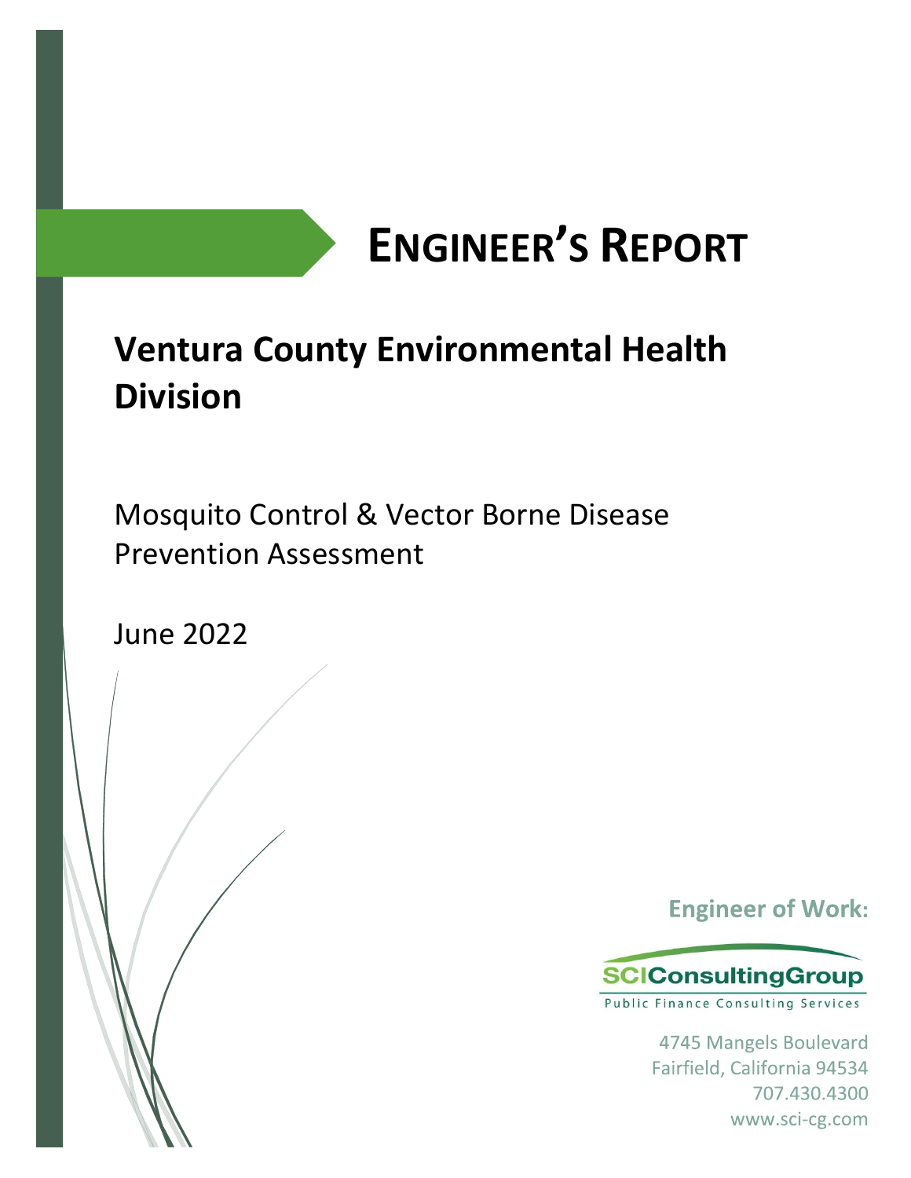# ENGINEER'S REPORT

## Ventura County Environmental Health Division

Mosquito Control & Vector Borne Disease Prevention Assessment

June 2022

**Engineer of Work:**

SCIConsultingGroup

Public Finance Consulting Services

4745 Mangels Boulevard
Fairfield, California 94534
707.430.4300
www.sci-cg.com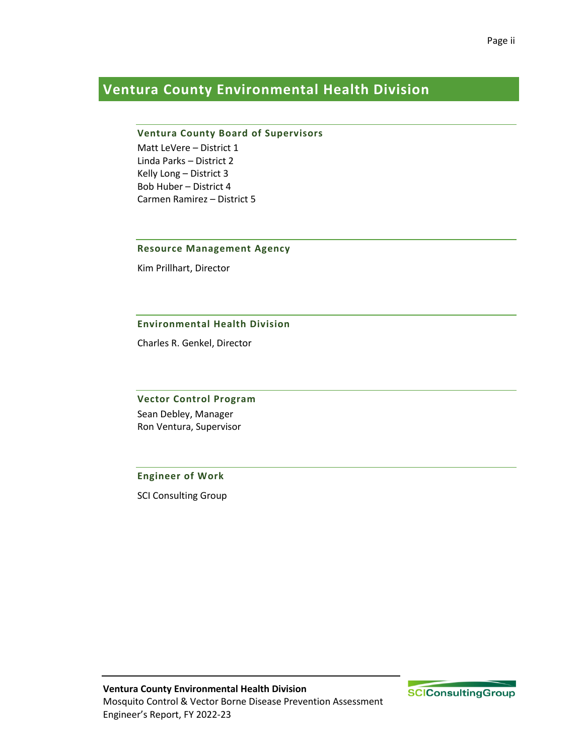# Ventura County Environmental Health Division

### Ventura County Board of Supervisors

Matt LeVere – District 1
Linda Parks – District 2
Kelly Long – District 3
Bob Huber – District 4
Carmen Ramirez – District 5

### Resource Management Agency

Kim Prillhart, Director

### Environmental Health Division

Charles R. Genkel, Director

### Vector Control Program

Sean Debley, Manager
Ron Ventura, Supervisor

### Engineer of Work

SCI Consulting Group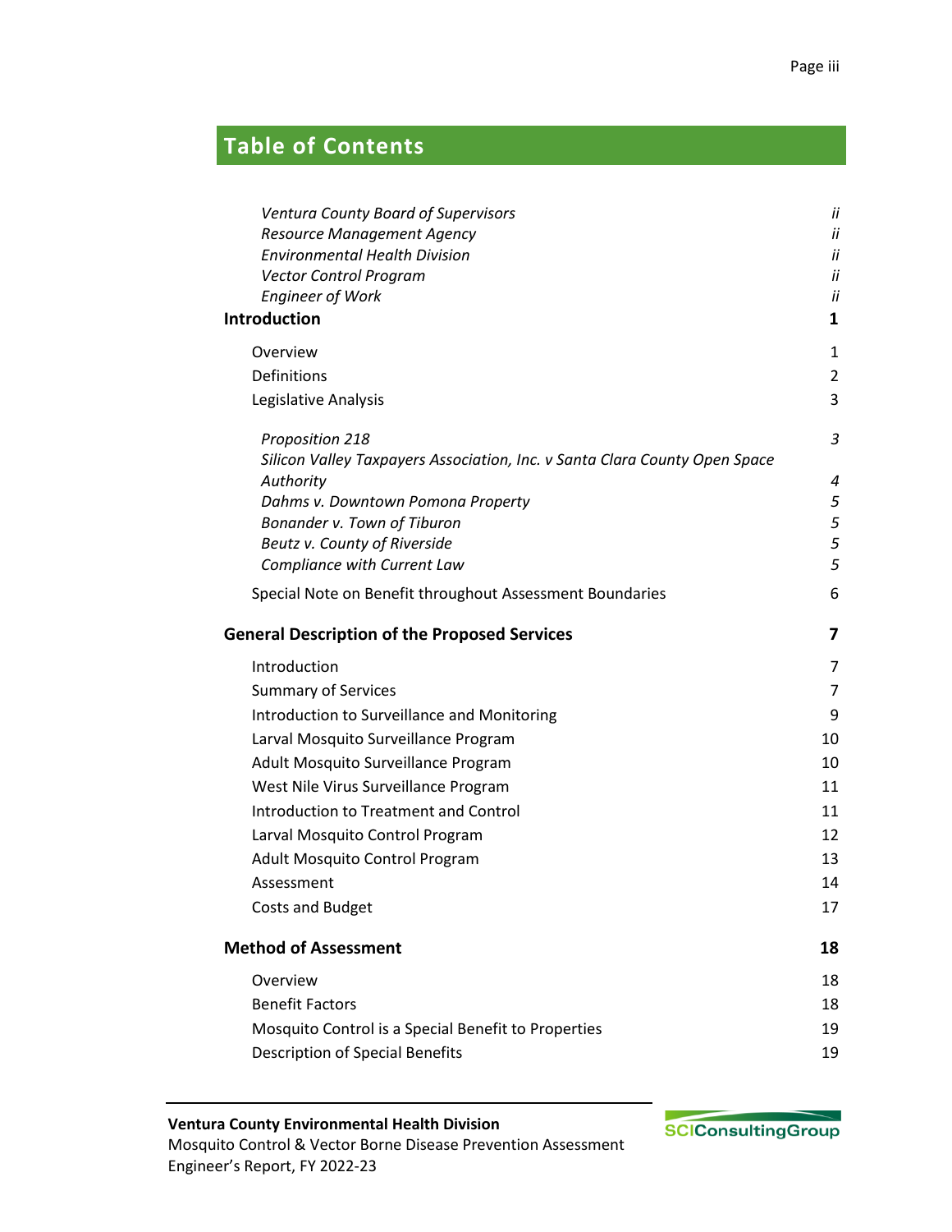# Table of Contents

| | |
|---|---|
| *Ventura County Board of Supervisors* | *ii* |
| *Resource Management Agency* | *ii* |
| *Environmental Health Division* | *ii* |
| *Vector Control Program* | *ii* |
| *Engineer of Work* | *ii* |
| **Introduction** | **1** |
| Overview | 1 |
| Definitions | 2 |
| Legislative Analysis | 3 |
| *Proposition 218* | *3* |
| *Silicon Valley Taxpayers Association, Inc. v Santa Clara County Open Space Authority* | *4* |
| *Dahms v. Downtown Pomona Property* | *5* |
| *Bonander v. Town of Tiburon* | *5* |
| *Beutz v. County of Riverside* | *5* |
| *Compliance with Current Law* | *5* |
| Special Note on Benefit throughout Assessment Boundaries | 6 |
| **General Description of the Proposed Services** | **7** |
| Introduction | 7 |
| Summary of Services | 7 |
| Introduction to Surveillance and Monitoring | 9 |
| Larval Mosquito Surveillance Program | 10 |
| Adult Mosquito Surveillance Program | 10 |
| West Nile Virus Surveillance Program | 11 |
| Introduction to Treatment and Control | 11 |
| Larval Mosquito Control Program | 12 |
| Adult Mosquito Control Program | 13 |
| Assessment | 14 |
| Costs and Budget | 17 |
| **Method of Assessment** | **18** |
| Overview | 18 |
| Benefit Factors | 18 |
| Mosquito Control is a Special Benefit to Properties | 19 |
| Description of Special Benefits | 19 |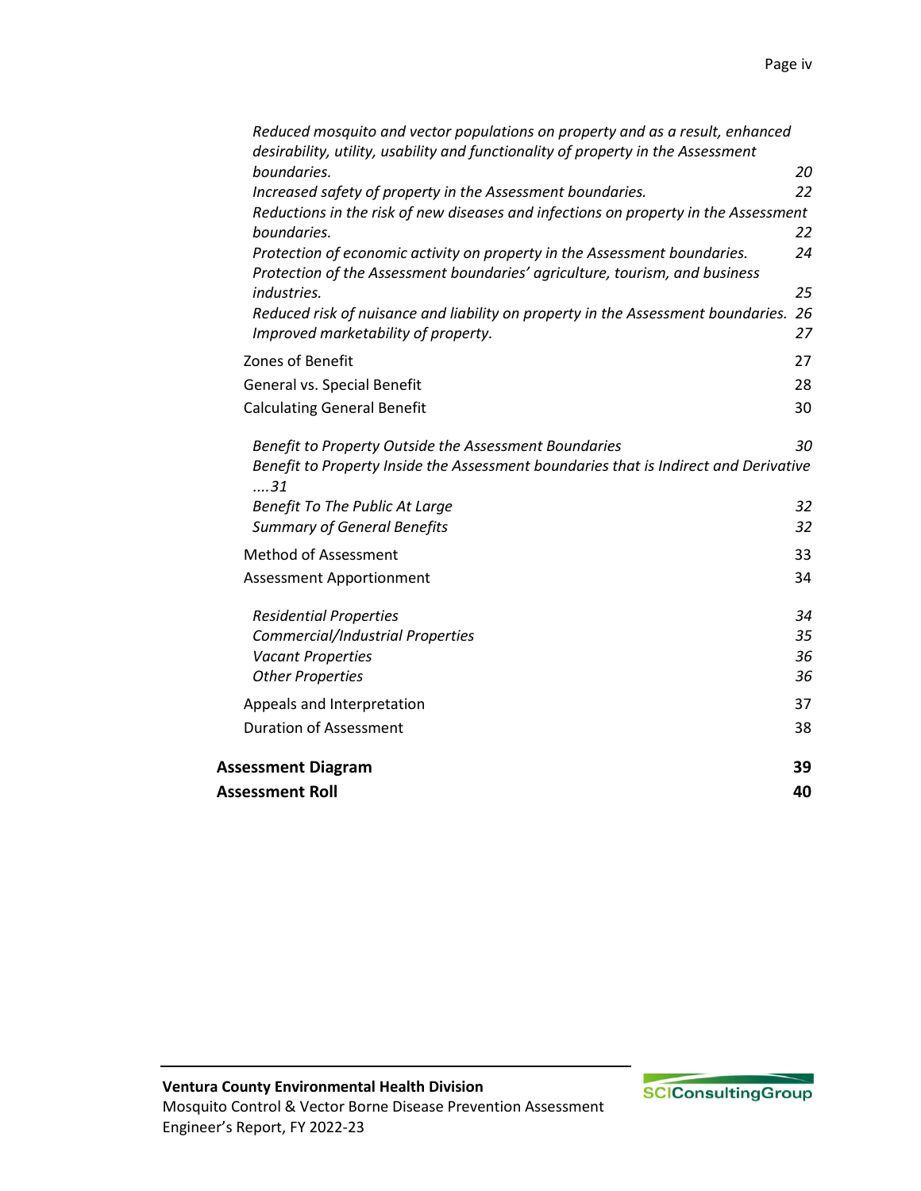*Reduced mosquito and vector populations on property and as a result, enhanced desirability, utility, usability and functionality of property in the Assessment boundaries.* 20
*Increased safety of property in the Assessment boundaries.* 22
*Reductions in the risk of new diseases and infections on property in the Assessment boundaries.* 22
*Protection of economic activity on property in the Assessment boundaries.* 24
*Protection of the Assessment boundaries' agriculture, tourism, and business industries.* 25
*Reduced risk of nuisance and liability on property in the Assessment boundaries.* 26
*Improved marketability of property.* 27

Zones of Benefit 27
General vs. Special Benefit 28
Calculating General Benefit 30

*Benefit to Property Outside the Assessment Boundaries* 30
*Benefit to Property Inside the Assessment boundaries that is Indirect and Derivative ....31*
*Benefit To The Public At Large* 32
*Summary of General Benefits* 32

Method of Assessment 33
Assessment Apportionment 34

*Residential Properties* 34
*Commercial/Industrial Properties* 35
*Vacant Properties* 36
*Other Properties* 36

Appeals and Interpretation 37
Duration of Assessment 38

**Assessment Diagram** **39**
**Assessment Roll** **40**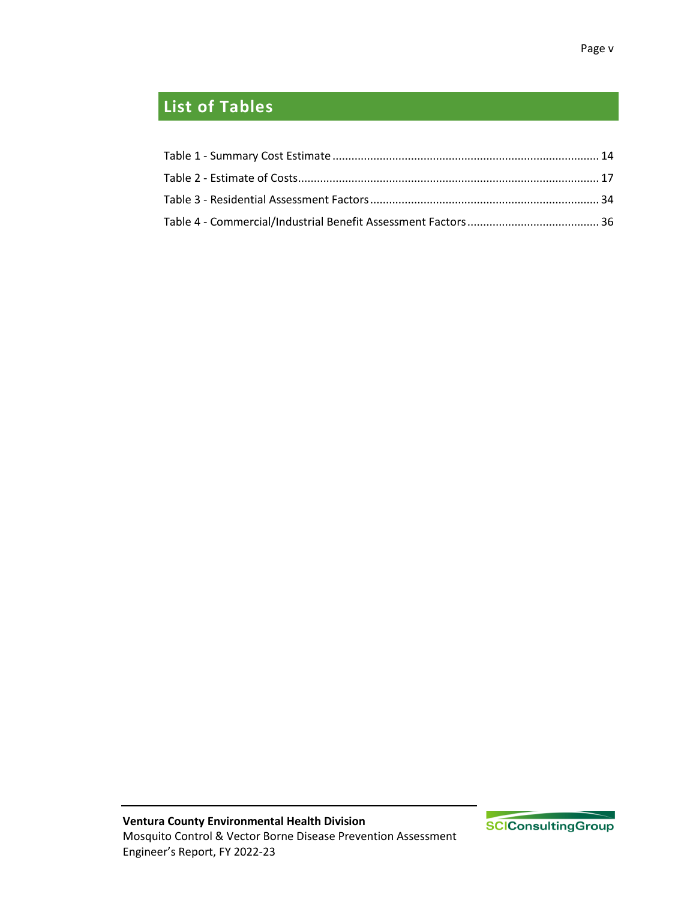## List of Tables

Table 1 - Summary Cost Estimate .................................................................................... 14

Table 2 - Estimate of Costs............................................................................................... 17

Table 3 - Residential Assessment Factors ......................................................................... 34

Table 4 - Commercial/Industrial Benefit Assessment Factors .......................................... 36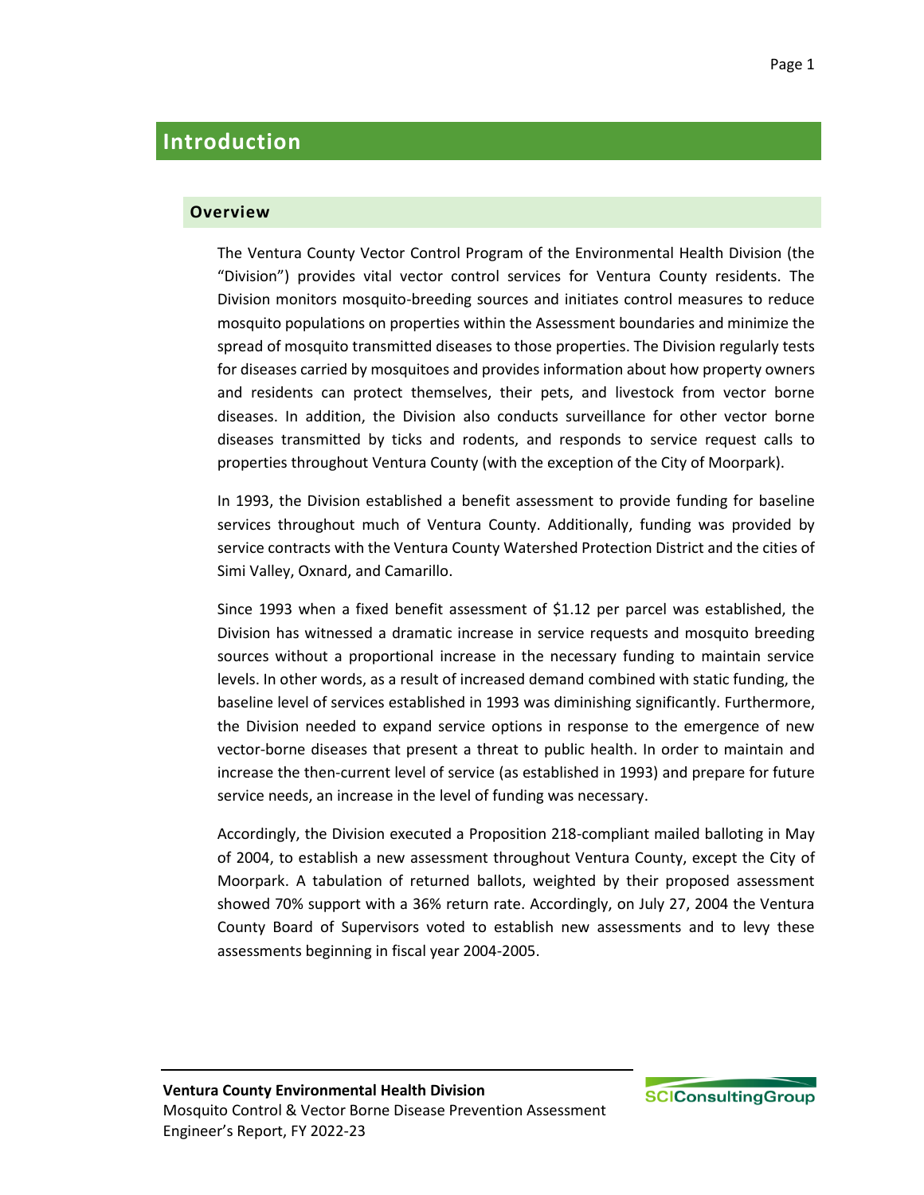# Introduction

## Overview

The Ventura County Vector Control Program of the Environmental Health Division (the "Division") provides vital vector control services for Ventura County residents. The Division monitors mosquito-breeding sources and initiates control measures to reduce mosquito populations on properties within the Assessment boundaries and minimize the spread of mosquito transmitted diseases to those properties. The Division regularly tests for diseases carried by mosquitoes and provides information about how property owners and residents can protect themselves, their pets, and livestock from vector borne diseases. In addition, the Division also conducts surveillance for other vector borne diseases transmitted by ticks and rodents, and responds to service request calls to properties throughout Ventura County (with the exception of the City of Moorpark).

In 1993, the Division established a benefit assessment to provide funding for baseline services throughout much of Ventura County. Additionally, funding was provided by service contracts with the Ventura County Watershed Protection District and the cities of Simi Valley, Oxnard, and Camarillo.

Since 1993 when a fixed benefit assessment of $1.12 per parcel was established, the Division has witnessed a dramatic increase in service requests and mosquito breeding sources without a proportional increase in the necessary funding to maintain service levels. In other words, as a result of increased demand combined with static funding, the baseline level of services established in 1993 was diminishing significantly. Furthermore, the Division needed to expand service options in response to the emergence of new vector-borne diseases that present a threat to public health. In order to maintain and increase the then-current level of service (as established in 1993) and prepare for future service needs, an increase in the level of funding was necessary.

Accordingly, the Division executed a Proposition 218-compliant mailed balloting in May of 2004, to establish a new assessment throughout Ventura County, except the City of Moorpark. A tabulation of returned ballots, weighted by their proposed assessment showed 70% support with a 36% return rate. Accordingly, on July 27, 2004 the Ventura County Board of Supervisors voted to establish new assessments and to levy these assessments beginning in fiscal year 2004-2005.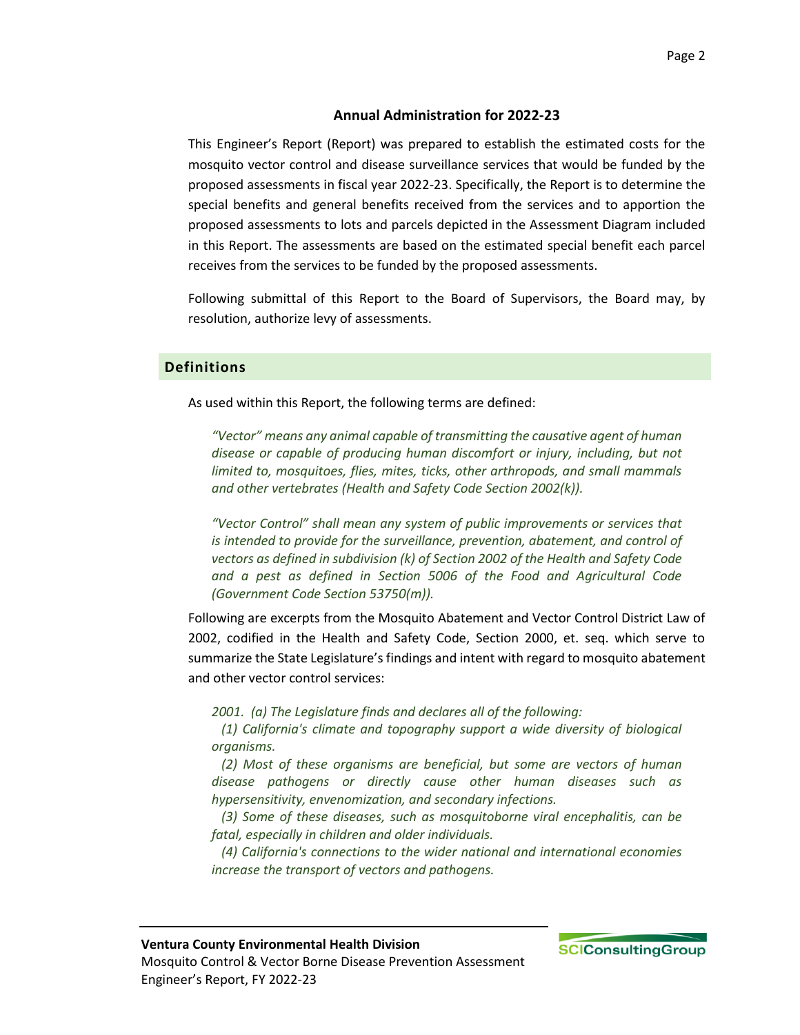### Annual Administration for 2022-23

This Engineer's Report (Report) was prepared to establish the estimated costs for the mosquito vector control and disease surveillance services that would be funded by the proposed assessments in fiscal year 2022-23. Specifically, the Report is to determine the special benefits and general benefits received from the services and to apportion the proposed assessments to lots and parcels depicted in the Assessment Diagram included in this Report. The assessments are based on the estimated special benefit each parcel receives from the services to be funded by the proposed assessments.

Following submittal of this Report to the Board of Supervisors, the Board may, by resolution, authorize levy of assessments.

## Definitions

As used within this Report, the following terms are defined:

> *"Vector" means any animal capable of transmitting the causative agent of human disease or capable of producing human discomfort or injury, including, but not limited to, mosquitoes, flies, mites, ticks, other arthropods, and small mammals and other vertebrates (Health and Safety Code Section 2002(k)).*

> *"Vector Control" shall mean any system of public improvements or services that is intended to provide for the surveillance, prevention, abatement, and control of vectors as defined in subdivision (k) of Section 2002 of the Health and Safety Code and a pest as defined in Section 5006 of the Food and Agricultural Code (Government Code Section 53750(m)).*

Following are excerpts from the Mosquito Abatement and Vector Control District Law of 2002, codified in the Health and Safety Code, Section 2000, et. seq. which serve to summarize the State Legislature's findings and intent with regard to mosquito abatement and other vector control services:

> *2001. (a) The Legislature finds and declares all of the following:*
>
> *(1) California's climate and topography support a wide diversity of biological organisms.*
>
> *(2) Most of these organisms are beneficial, but some are vectors of human disease pathogens or directly cause other human diseases such as hypersensitivity, envenomization, and secondary infections.*
>
> *(3) Some of these diseases, such as mosquitoborne viral encephalitis, can be fatal, especially in children and older individuals.*
>
> *(4) California's connections to the wider national and international economies increase the transport of vectors and pathogens.*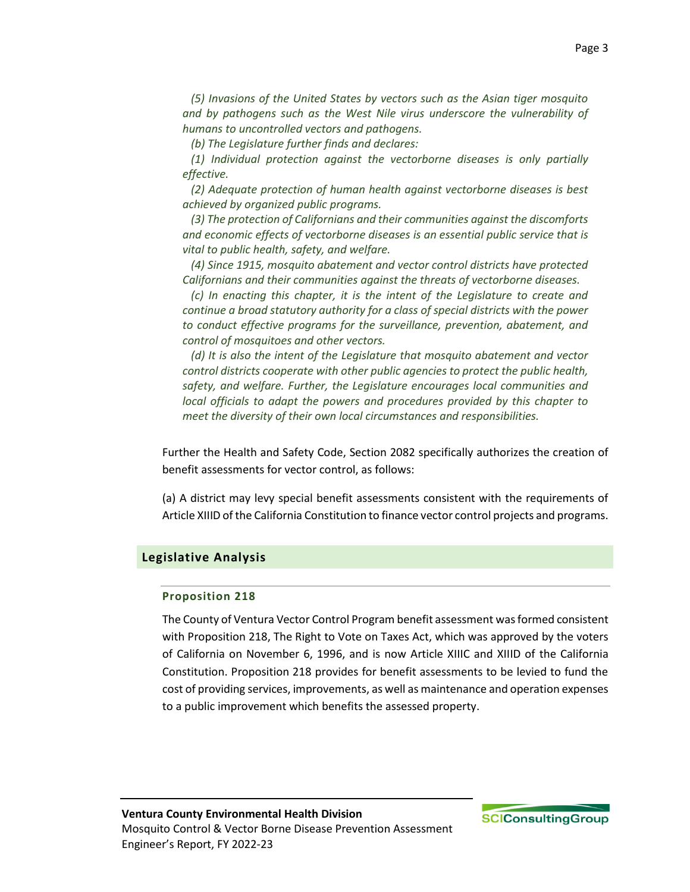*(5) Invasions of the United States by vectors such as the Asian tiger mosquito and by pathogens such as the West Nile virus underscore the vulnerability of humans to uncontrolled vectors and pathogens.*

*(b) The Legislature further finds and declares:*

*(1) Individual protection against the vectorborne diseases is only partially effective.*

*(2) Adequate protection of human health against vectorborne diseases is best achieved by organized public programs.*

*(3) The protection of Californians and their communities against the discomforts and economic effects of vectorborne diseases is an essential public service that is vital to public health, safety, and welfare.*

*(4) Since 1915, mosquito abatement and vector control districts have protected Californians and their communities against the threats of vectorborne diseases.*

*(c) In enacting this chapter, it is the intent of the Legislature to create and continue a broad statutory authority for a class of special districts with the power to conduct effective programs for the surveillance, prevention, abatement, and control of mosquitoes and other vectors.*

*(d) It is also the intent of the Legislature that mosquito abatement and vector control districts cooperate with other public agencies to protect the public health, safety, and welfare. Further, the Legislature encourages local communities and local officials to adapt the powers and procedures provided by this chapter to meet the diversity of their own local circumstances and responsibilities.*

Further the Health and Safety Code, Section 2082 specifically authorizes the creation of benefit assessments for vector control, as follows:

(a) A district may levy special benefit assessments consistent with the requirements of Article XIIID of the California Constitution to finance vector control projects and programs.

## Legislative Analysis

### Proposition 218

The County of Ventura Vector Control Program benefit assessment was formed consistent with Proposition 218, The Right to Vote on Taxes Act, which was approved by the voters of California on November 6, 1996, and is now Article XIIIC and XIIID of the California Constitution. Proposition 218 provides for benefit assessments to be levied to fund the cost of providing services, improvements, as well as maintenance and operation expenses to a public improvement which benefits the assessed property.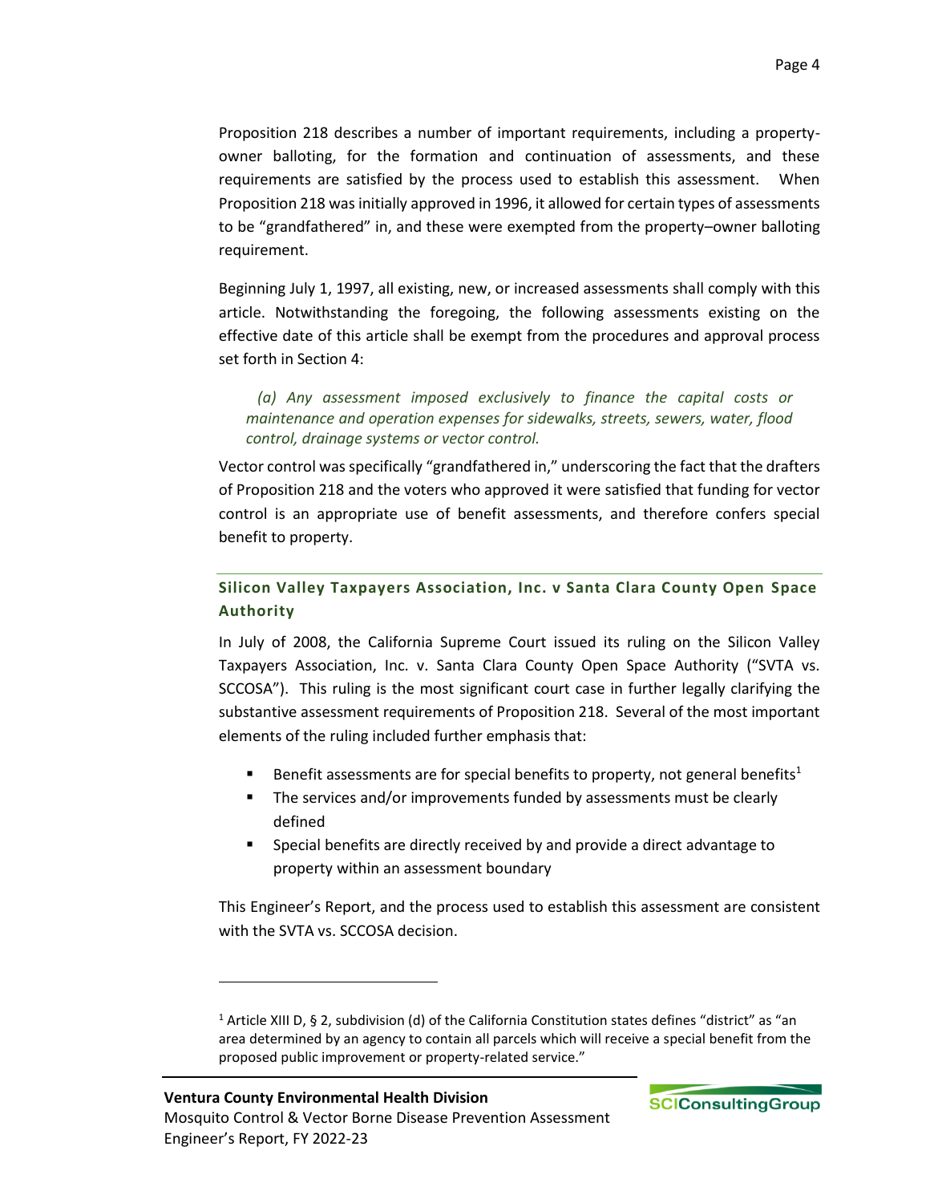Proposition 218 describes a number of important requirements, including a property-owner balloting, for the formation and continuation of assessments, and these requirements are satisfied by the process used to establish this assessment. When Proposition 218 was initially approved in 1996, it allowed for certain types of assessments to be "grandfathered" in, and these were exempted from the property–owner balloting requirement.

Beginning July 1, 1997, all existing, new, or increased assessments shall comply with this article. Notwithstanding the foregoing, the following assessments existing on the effective date of this article shall be exempt from the procedures and approval process set forth in Section 4:

> *(a) Any assessment imposed exclusively to finance the capital costs or maintenance and operation expenses for sidewalks, streets, sewers, water, flood control, drainage systems or vector control.*

Vector control was specifically "grandfathered in," underscoring the fact that the drafters of Proposition 218 and the voters who approved it were satisfied that funding for vector control is an appropriate use of benefit assessments, and therefore confers special benefit to property.

### Silicon Valley Taxpayers Association, Inc. v Santa Clara County Open Space Authority

In July of 2008, the California Supreme Court issued its ruling on the Silicon Valley Taxpayers Association, Inc. v. Santa Clara County Open Space Authority ("SVTA vs. SCCOSA"). This ruling is the most significant court case in further legally clarifying the substantive assessment requirements of Proposition 218. Several of the most important elements of the ruling included further emphasis that:

- Benefit assessments are for special benefits to property, not general benefits[1]
- The services and/or improvements funded by assessments must be clearly defined
- Special benefits are directly received by and provide a direct advantage to property within an assessment boundary

This Engineer's Report, and the process used to establish this assessment are consistent with the SVTA vs. SCCOSA decision.

---

[1] Article XIII D, § 2, subdivision (d) of the California Constitution states defines "district" as "an area determined by an agency to contain all parcels which will receive a special benefit from the proposed public improvement or property-related service."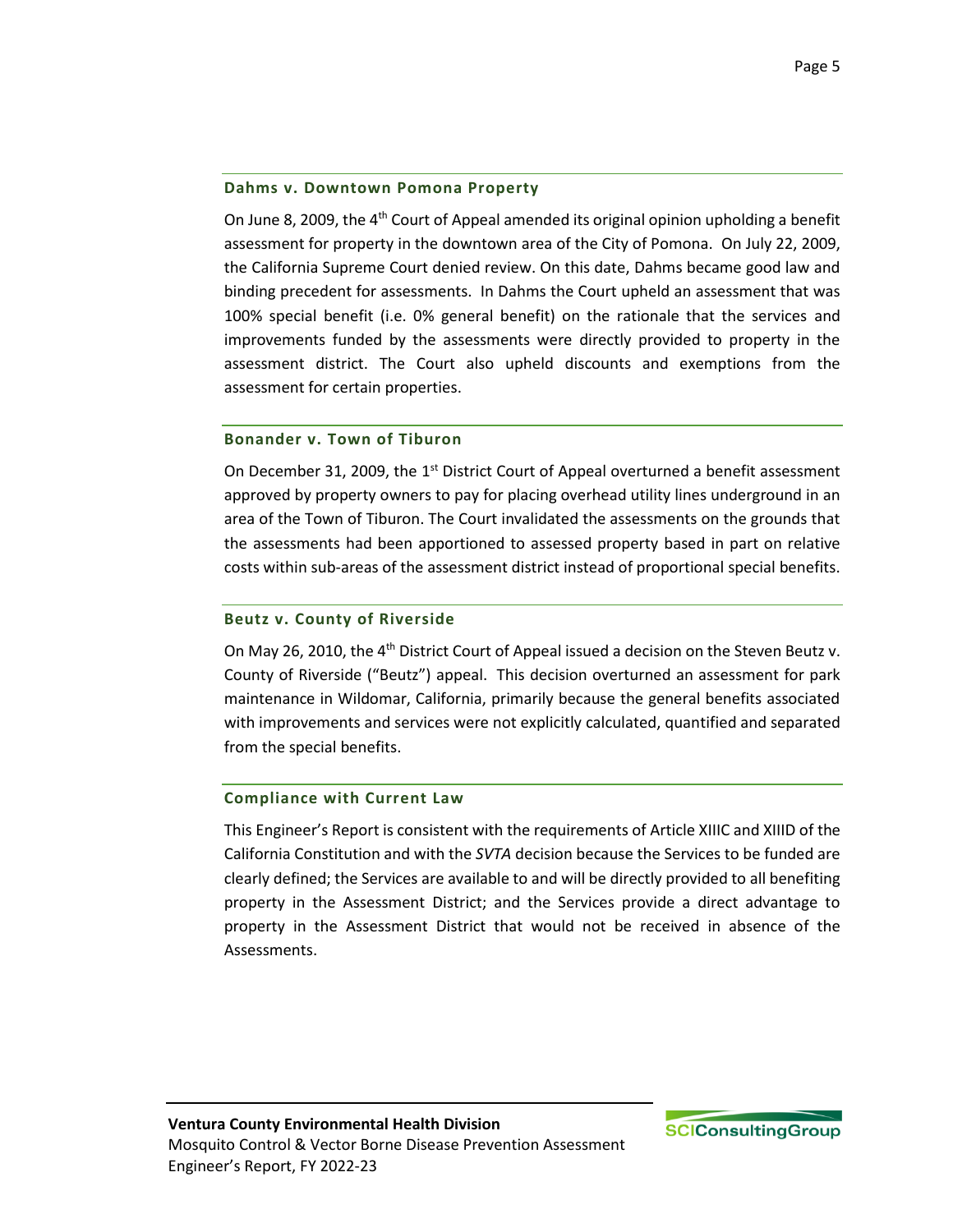### Dahms v. Downtown Pomona Property

On June 8, 2009, the 4th Court of Appeal amended its original opinion upholding a benefit assessment for property in the downtown area of the City of Pomona. On July 22, 2009, the California Supreme Court denied review. On this date, Dahms became good law and binding precedent for assessments. In Dahms the Court upheld an assessment that was 100% special benefit (i.e. 0% general benefit) on the rationale that the services and improvements funded by the assessments were directly provided to property in the assessment district. The Court also upheld discounts and exemptions from the assessment for certain properties.

### Bonander v. Town of Tiburon

On December 31, 2009, the 1st District Court of Appeal overturned a benefit assessment approved by property owners to pay for placing overhead utility lines underground in an area of the Town of Tiburon. The Court invalidated the assessments on the grounds that the assessments had been apportioned to assessed property based in part on relative costs within sub-areas of the assessment district instead of proportional special benefits.

### Beutz v. County of Riverside

On May 26, 2010, the 4th District Court of Appeal issued a decision on the Steven Beutz v. County of Riverside ("Beutz") appeal. This decision overturned an assessment for park maintenance in Wildomar, California, primarily because the general benefits associated with improvements and services were not explicitly calculated, quantified and separated from the special benefits.

### Compliance with Current Law

This Engineer's Report is consistent with the requirements of Article XIIIC and XIIID of the California Constitution and with the *SVTA* decision because the Services to be funded are clearly defined; the Services are available to and will be directly provided to all benefiting property in the Assessment District; and the Services provide a direct advantage to property in the Assessment District that would not be received in absence of the Assessments.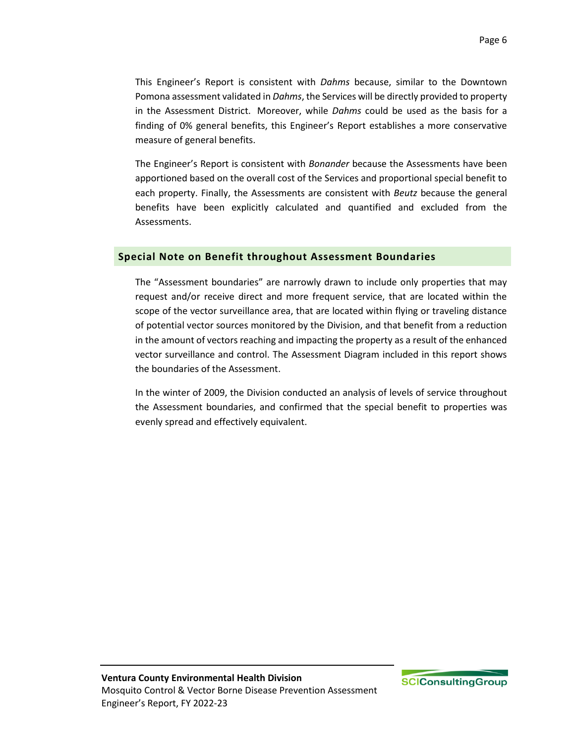This Engineer's Report is consistent with *Dahms* because, similar to the Downtown Pomona assessment validated in *Dahms*, the Services will be directly provided to property in the Assessment District. Moreover, while *Dahms* could be used as the basis for a finding of 0% general benefits, this Engineer's Report establishes a more conservative measure of general benefits.

The Engineer's Report is consistent with *Bonander* because the Assessments have been apportioned based on the overall cost of the Services and proportional special benefit to each property. Finally, the Assessments are consistent with *Beutz* because the general benefits have been explicitly calculated and quantified and excluded from the Assessments.

## Special Note on Benefit throughout Assessment Boundaries

The "Assessment boundaries" are narrowly drawn to include only properties that may request and/or receive direct and more frequent service, that are located within the scope of the vector surveillance area, that are located within flying or traveling distance of potential vector sources monitored by the Division, and that benefit from a reduction in the amount of vectors reaching and impacting the property as a result of the enhanced vector surveillance and control. The Assessment Diagram included in this report shows the boundaries of the Assessment.

In the winter of 2009, the Division conducted an analysis of levels of service throughout the Assessment boundaries, and confirmed that the special benefit to properties was evenly spread and effectively equivalent.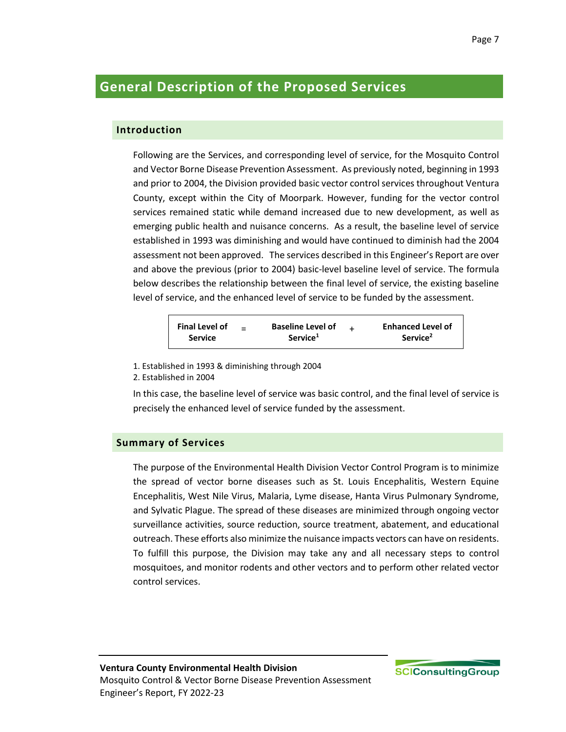# General Description of the Proposed Services

## Introduction

Following are the Services, and corresponding level of service, for the Mosquito Control and Vector Borne Disease Prevention Assessment. As previously noted, beginning in 1993 and prior to 2004, the Division provided basic vector control services throughout Ventura County, except within the City of Moorpark. However, funding for the vector control services remained static while demand increased due to new development, as well as emerging public health and nuisance concerns. As a result, the baseline level of service established in 1993 was diminishing and would have continued to diminish had the 2004 assessment not been approved. The services described in this Engineer's Report are over and above the previous (prior to 2004) basic-level baseline level of service. The formula below describes the relationship between the final level of service, the existing baseline level of service, and the enhanced level of service to be funded by the assessment.

| **Final Level of Service** | = | **Baseline Level of Service[1]** | + | **Enhanced Level of Service[2]** |
|---|---|---|---|---|

1. Established in 1993 & diminishing through 2004
2. Established in 2004

In this case, the baseline level of service was basic control, and the final level of service is precisely the enhanced level of service funded by the assessment.

## Summary of Services

The purpose of the Environmental Health Division Vector Control Program is to minimize the spread of vector borne diseases such as St. Louis Encephalitis, Western Equine Encephalitis, West Nile Virus, Malaria, Lyme disease, Hanta Virus Pulmonary Syndrome, and Sylvatic Plague. The spread of these diseases are minimized through ongoing vector surveillance activities, source reduction, source treatment, abatement, and educational outreach. These efforts also minimize the nuisance impacts vectors can have on residents. To fulfill this purpose, the Division may take any and all necessary steps to control mosquitoes, and monitor rodents and other vectors and to perform other related vector control services.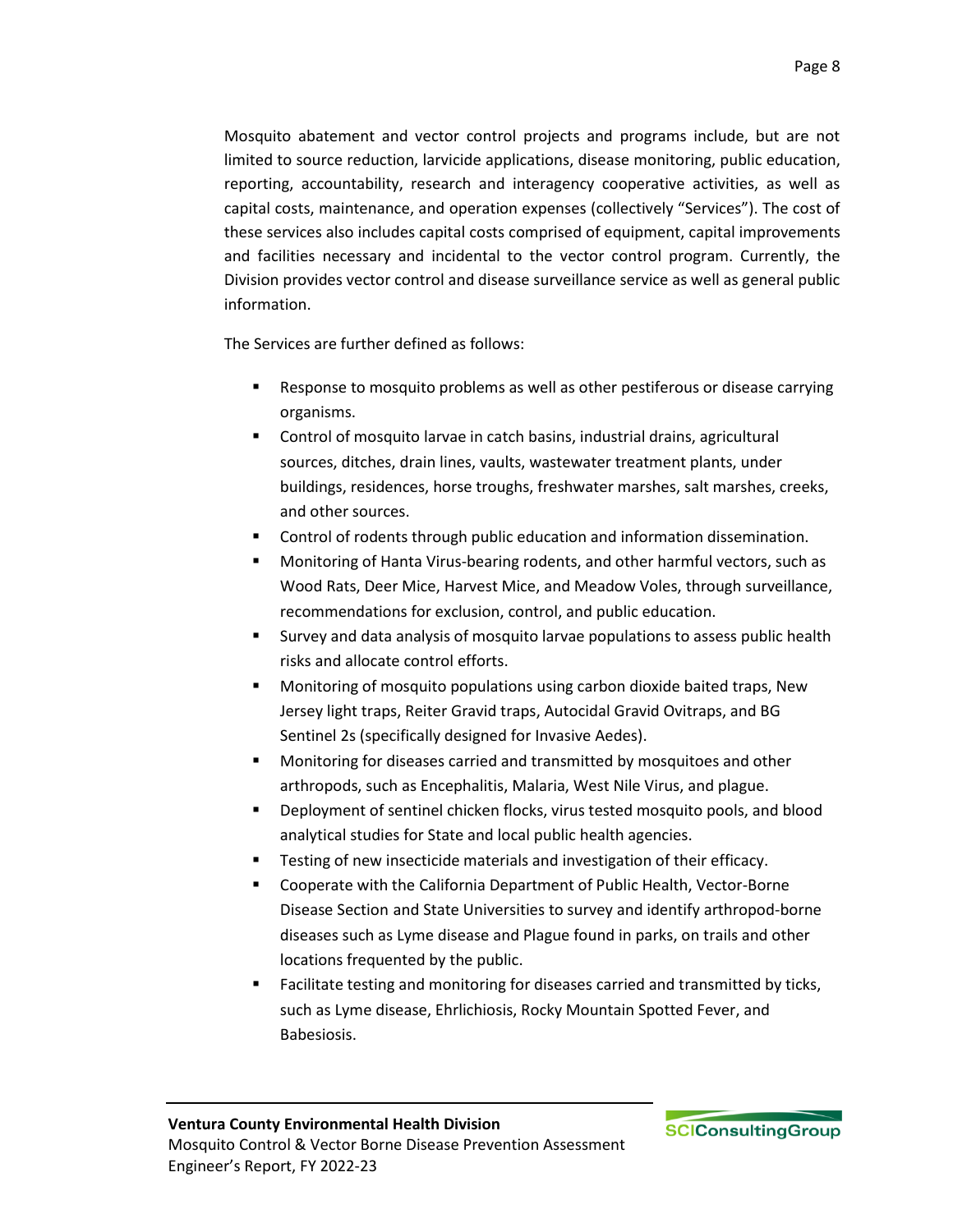Mosquito abatement and vector control projects and programs include, but are not limited to source reduction, larvicide applications, disease monitoring, public education, reporting, accountability, research and interagency cooperative activities, as well as capital costs, maintenance, and operation expenses (collectively "Services"). The cost of these services also includes capital costs comprised of equipment, capital improvements and facilities necessary and incidental to the vector control program. Currently, the Division provides vector control and disease surveillance service as well as general public information.

The Services are further defined as follows:

- Response to mosquito problems as well as other pestiferous or disease carrying organisms.
- Control of mosquito larvae in catch basins, industrial drains, agricultural sources, ditches, drain lines, vaults, wastewater treatment plants, under buildings, residences, horse troughs, freshwater marshes, salt marshes, creeks, and other sources.
- Control of rodents through public education and information dissemination.
- Monitoring of Hanta Virus-bearing rodents, and other harmful vectors, such as Wood Rats, Deer Mice, Harvest Mice, and Meadow Voles, through surveillance, recommendations for exclusion, control, and public education.
- Survey and data analysis of mosquito larvae populations to assess public health risks and allocate control efforts.
- Monitoring of mosquito populations using carbon dioxide baited traps, New Jersey light traps, Reiter Gravid traps, Autocidal Gravid Ovitraps, and BG Sentinel 2s (specifically designed for Invasive Aedes).
- Monitoring for diseases carried and transmitted by mosquitoes and other arthropods, such as Encephalitis, Malaria, West Nile Virus, and plague.
- Deployment of sentinel chicken flocks, virus tested mosquito pools, and blood analytical studies for State and local public health agencies.
- Testing of new insecticide materials and investigation of their efficacy.
- Cooperate with the California Department of Public Health, Vector-Borne Disease Section and State Universities to survey and identify arthropod-borne diseases such as Lyme disease and Plague found in parks, on trails and other locations frequented by the public.
- Facilitate testing and monitoring for diseases carried and transmitted by ticks, such as Lyme disease, Ehrlichiosis, Rocky Mountain Spotted Fever, and Babesiosis.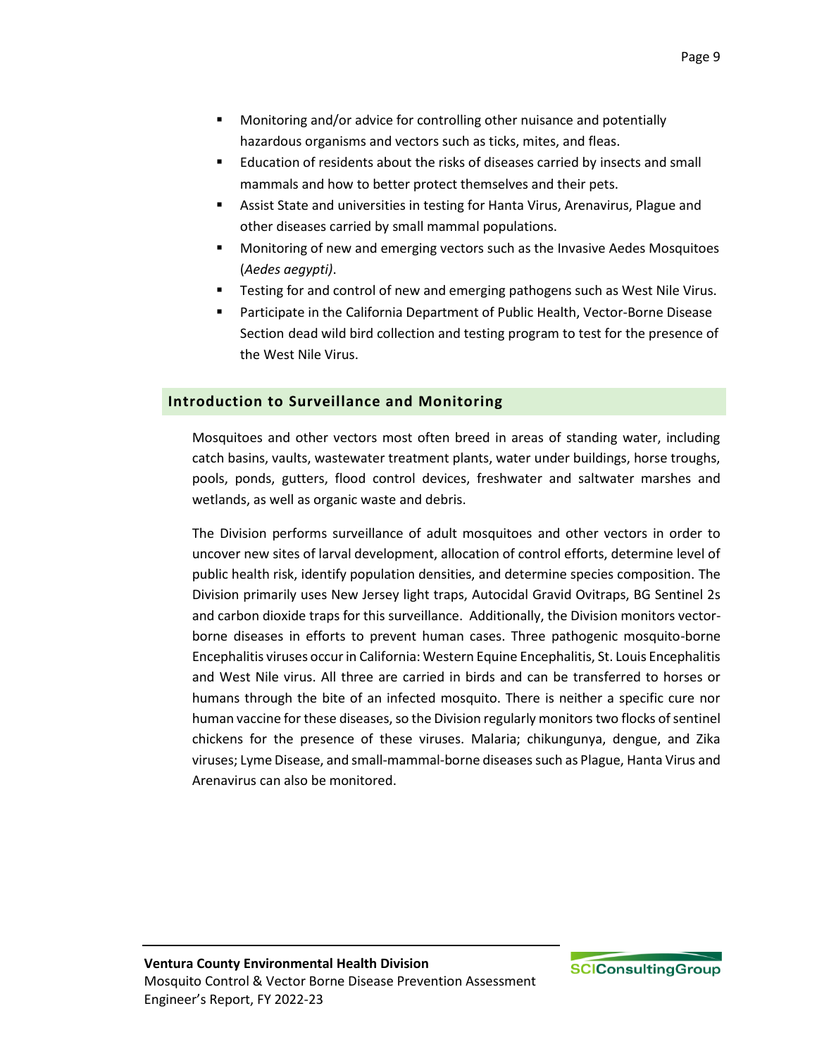- Monitoring and/or advice for controlling other nuisance and potentially hazardous organisms and vectors such as ticks, mites, and fleas.
- Education of residents about the risks of diseases carried by insects and small mammals and how to better protect themselves and their pets.
- Assist State and universities in testing for Hanta Virus, Arenavirus, Plague and other diseases carried by small mammal populations.
- Monitoring of new and emerging vectors such as the Invasive Aedes Mosquitoes (*Aedes aegypti)*.
- Testing for and control of new and emerging pathogens such as West Nile Virus.
- Participate in the California Department of Public Health, Vector-Borne Disease Section dead wild bird collection and testing program to test for the presence of the West Nile Virus.

## Introduction to Surveillance and Monitoring

Mosquitoes and other vectors most often breed in areas of standing water, including catch basins, vaults, wastewater treatment plants, water under buildings, horse troughs, pools, ponds, gutters, flood control devices, freshwater and saltwater marshes and wetlands, as well as organic waste and debris.

The Division performs surveillance of adult mosquitoes and other vectors in order to uncover new sites of larval development, allocation of control efforts, determine level of public health risk, identify population densities, and determine species composition. The Division primarily uses New Jersey light traps, Autocidal Gravid Ovitraps, BG Sentinel 2s and carbon dioxide traps for this surveillance. Additionally, the Division monitors vector-borne diseases in efforts to prevent human cases. Three pathogenic mosquito-borne Encephalitis viruses occur in California: Western Equine Encephalitis, St. Louis Encephalitis and West Nile virus. All three are carried in birds and can be transferred to horses or humans through the bite of an infected mosquito. There is neither a specific cure nor human vaccine for these diseases, so the Division regularly monitors two flocks of sentinel chickens for the presence of these viruses. Malaria; chikungunya, dengue, and Zika viruses; Lyme Disease, and small-mammal-borne diseases such as Plague, Hanta Virus and Arenavirus can also be monitored.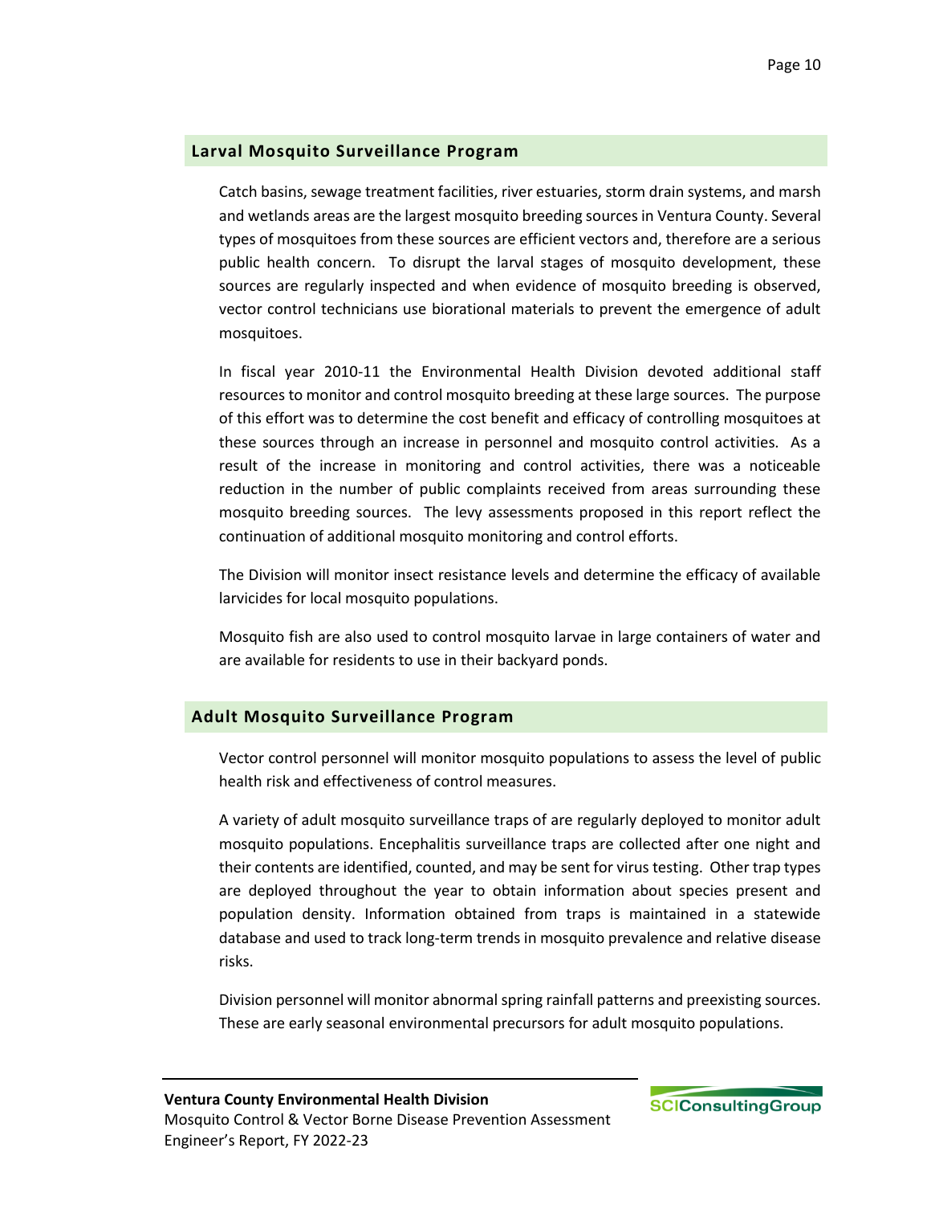## Larval Mosquito Surveillance Program

Catch basins, sewage treatment facilities, river estuaries, storm drain systems, and marsh and wetlands areas are the largest mosquito breeding sources in Ventura County. Several types of mosquitoes from these sources are efficient vectors and, therefore are a serious public health concern. To disrupt the larval stages of mosquito development, these sources are regularly inspected and when evidence of mosquito breeding is observed, vector control technicians use biorational materials to prevent the emergence of adult mosquitoes.

In fiscal year 2010-11 the Environmental Health Division devoted additional staff resources to monitor and control mosquito breeding at these large sources. The purpose of this effort was to determine the cost benefit and efficacy of controlling mosquitoes at these sources through an increase in personnel and mosquito control activities. As a result of the increase in monitoring and control activities, there was a noticeable reduction in the number of public complaints received from areas surrounding these mosquito breeding sources. The levy assessments proposed in this report reflect the continuation of additional mosquito monitoring and control efforts.

The Division will monitor insect resistance levels and determine the efficacy of available larvicides for local mosquito populations.

Mosquito fish are also used to control mosquito larvae in large containers of water and are available for residents to use in their backyard ponds.

## Adult Mosquito Surveillance Program

Vector control personnel will monitor mosquito populations to assess the level of public health risk and effectiveness of control measures.

A variety of adult mosquito surveillance traps of are regularly deployed to monitor adult mosquito populations. Encephalitis surveillance traps are collected after one night and their contents are identified, counted, and may be sent for virus testing. Other trap types are deployed throughout the year to obtain information about species present and population density. Information obtained from traps is maintained in a statewide database and used to track long-term trends in mosquito prevalence and relative disease risks.

Division personnel will monitor abnormal spring rainfall patterns and preexisting sources. These are early seasonal environmental precursors for adult mosquito populations.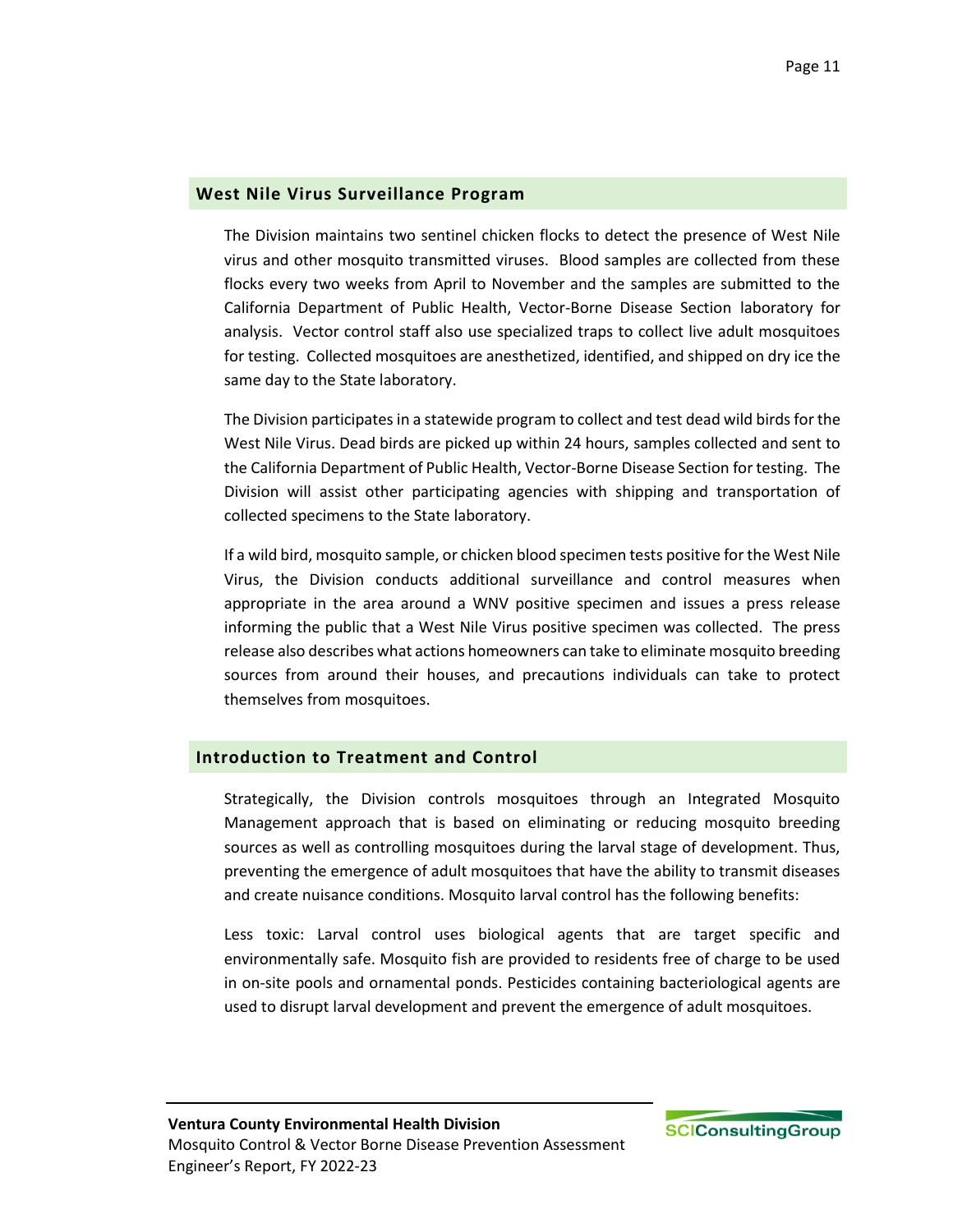## West Nile Virus Surveillance Program

The Division maintains two sentinel chicken flocks to detect the presence of West Nile virus and other mosquito transmitted viruses. Blood samples are collected from these flocks every two weeks from April to November and the samples are submitted to the California Department of Public Health, Vector-Borne Disease Section laboratory for analysis. Vector control staff also use specialized traps to collect live adult mosquitoes for testing. Collected mosquitoes are anesthetized, identified, and shipped on dry ice the same day to the State laboratory.

The Division participates in a statewide program to collect and test dead wild birds for the West Nile Virus. Dead birds are picked up within 24 hours, samples collected and sent to the California Department of Public Health, Vector-Borne Disease Section for testing. The Division will assist other participating agencies with shipping and transportation of collected specimens to the State laboratory.

If a wild bird, mosquito sample, or chicken blood specimen tests positive for the West Nile Virus, the Division conducts additional surveillance and control measures when appropriate in the area around a WNV positive specimen and issues a press release informing the public that a West Nile Virus positive specimen was collected. The press release also describes what actions homeowners can take to eliminate mosquito breeding sources from around their houses, and precautions individuals can take to protect themselves from mosquitoes.

## Introduction to Treatment and Control

Strategically, the Division controls mosquitoes through an Integrated Mosquito Management approach that is based on eliminating or reducing mosquito breeding sources as well as controlling mosquitoes during the larval stage of development. Thus, preventing the emergence of adult mosquitoes that have the ability to transmit diseases and create nuisance conditions. Mosquito larval control has the following benefits:

Less toxic: Larval control uses biological agents that are target specific and environmentally safe. Mosquito fish are provided to residents free of charge to be used in on-site pools and ornamental ponds. Pesticides containing bacteriological agents are used to disrupt larval development and prevent the emergence of adult mosquitoes.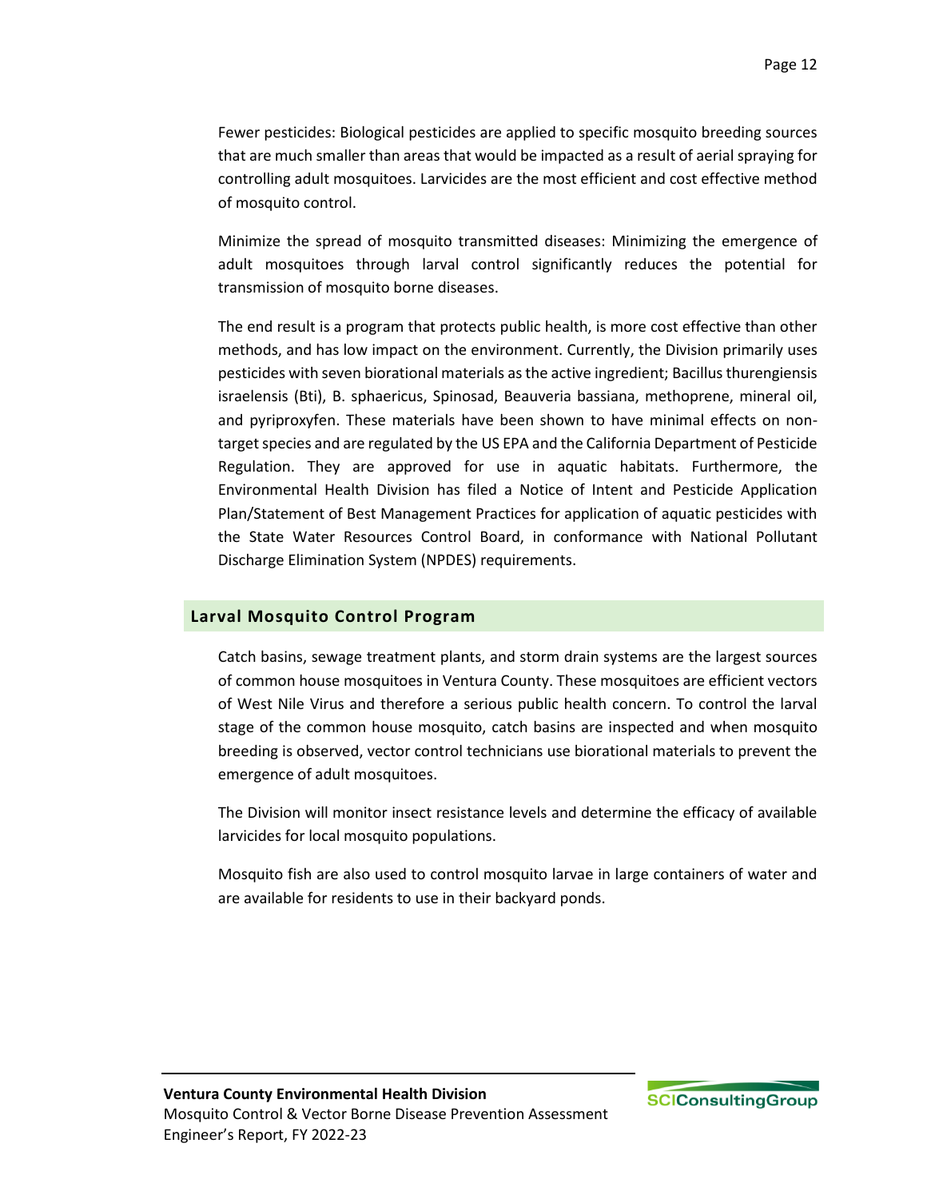Fewer pesticides: Biological pesticides are applied to specific mosquito breeding sources that are much smaller than areas that would be impacted as a result of aerial spraying for controlling adult mosquitoes. Larvicides are the most efficient and cost effective method of mosquito control.

Minimize the spread of mosquito transmitted diseases: Minimizing the emergence of adult mosquitoes through larval control significantly reduces the potential for transmission of mosquito borne diseases.

The end result is a program that protects public health, is more cost effective than other methods, and has low impact on the environment. Currently, the Division primarily uses pesticides with seven biorational materials as the active ingredient; Bacillus thurengiensis israelensis (Bti), B. sphaericus, Spinosad, Beauveria bassiana, methoprene, mineral oil, and pyriproxyfen. These materials have been shown to have minimal effects on non-target species and are regulated by the US EPA and the California Department of Pesticide Regulation. They are approved for use in aquatic habitats. Furthermore, the Environmental Health Division has filed a Notice of Intent and Pesticide Application Plan/Statement of Best Management Practices for application of aquatic pesticides with the State Water Resources Control Board, in conformance with National Pollutant Discharge Elimination System (NPDES) requirements.

## Larval Mosquito Control Program

Catch basins, sewage treatment plants, and storm drain systems are the largest sources of common house mosquitoes in Ventura County. These mosquitoes are efficient vectors of West Nile Virus and therefore a serious public health concern. To control the larval stage of the common house mosquito, catch basins are inspected and when mosquito breeding is observed, vector control technicians use biorational materials to prevent the emergence of adult mosquitoes.

The Division will monitor insect resistance levels and determine the efficacy of available larvicides for local mosquito populations.

Mosquito fish are also used to control mosquito larvae in large containers of water and are available for residents to use in their backyard ponds.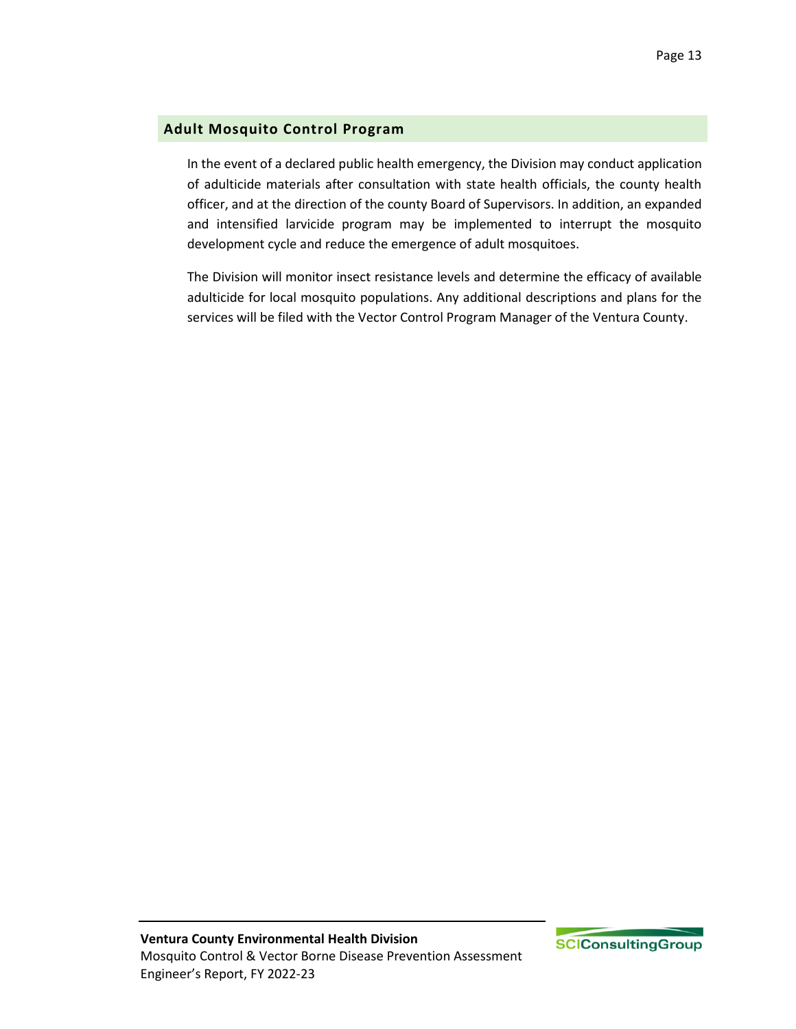## Adult Mosquito Control Program

In the event of a declared public health emergency, the Division may conduct application of adulticide materials after consultation with state health officials, the county health officer, and at the direction of the county Board of Supervisors. In addition, an expanded and intensified larvicide program may be implemented to interrupt the mosquito development cycle and reduce the emergence of adult mosquitoes.

The Division will monitor insect resistance levels and determine the efficacy of available adulticide for local mosquito populations. Any additional descriptions and plans for the services will be filed with the Vector Control Program Manager of the Ventura County.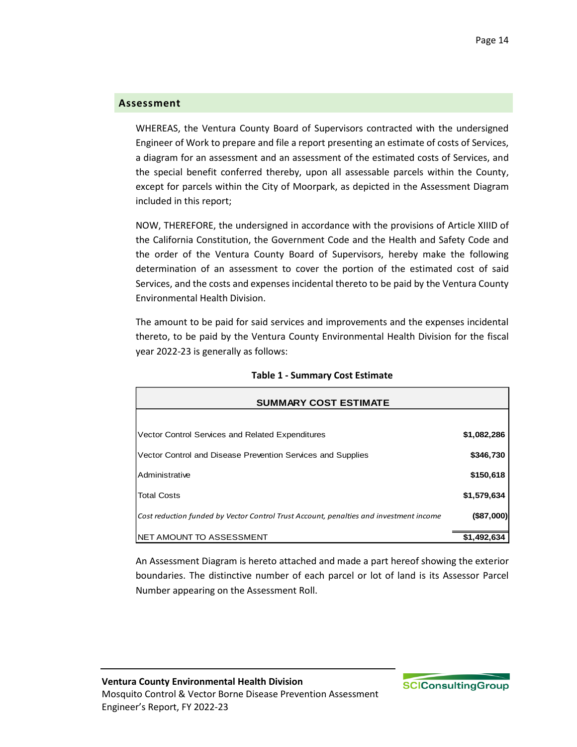## Assessment

WHEREAS, the Ventura County Board of Supervisors contracted with the undersigned Engineer of Work to prepare and file a report presenting an estimate of costs of Services, a diagram for an assessment and an assessment of the estimated costs of Services, and the special benefit conferred thereby, upon all assessable parcels within the County, except for parcels within the City of Moorpark, as depicted in the Assessment Diagram included in this report;

NOW, THEREFORE, the undersigned in accordance with the provisions of Article XIIID of the California Constitution, the Government Code and the Health and Safety Code and the order of the Ventura County Board of Supervisors, hereby make the following determination of an assessment to cover the portion of the estimated cost of said Services, and the costs and expenses incidental thereto to be paid by the Ventura County Environmental Health Division.

The amount to be paid for said services and improvements and the expenses incidental thereto, to be paid by the Ventura County Environmental Health Division for the fiscal year 2022-23 is generally as follows:

**Table 1 - Summary Cost Estimate**

| SUMMARY COST ESTIMATE | |
|---|---|
| Vector Control Services and Related Expenditures | $1,082,286 |
| Vector Control and Disease Prevention Services and Supplies | $346,730 |
| Administrative | $150,618 |
| Total Costs | $1,579,634 |
| *Cost reduction funded by Vector Control Trust Account, penalties and investment income* | ($87,000) |
| NET AMOUNT TO ASSESSMENT | $1,492,634 |

An Assessment Diagram is hereto attached and made a part hereof showing the exterior boundaries. The distinctive number of each parcel or lot of land is its Assessor Parcel Number appearing on the Assessment Roll.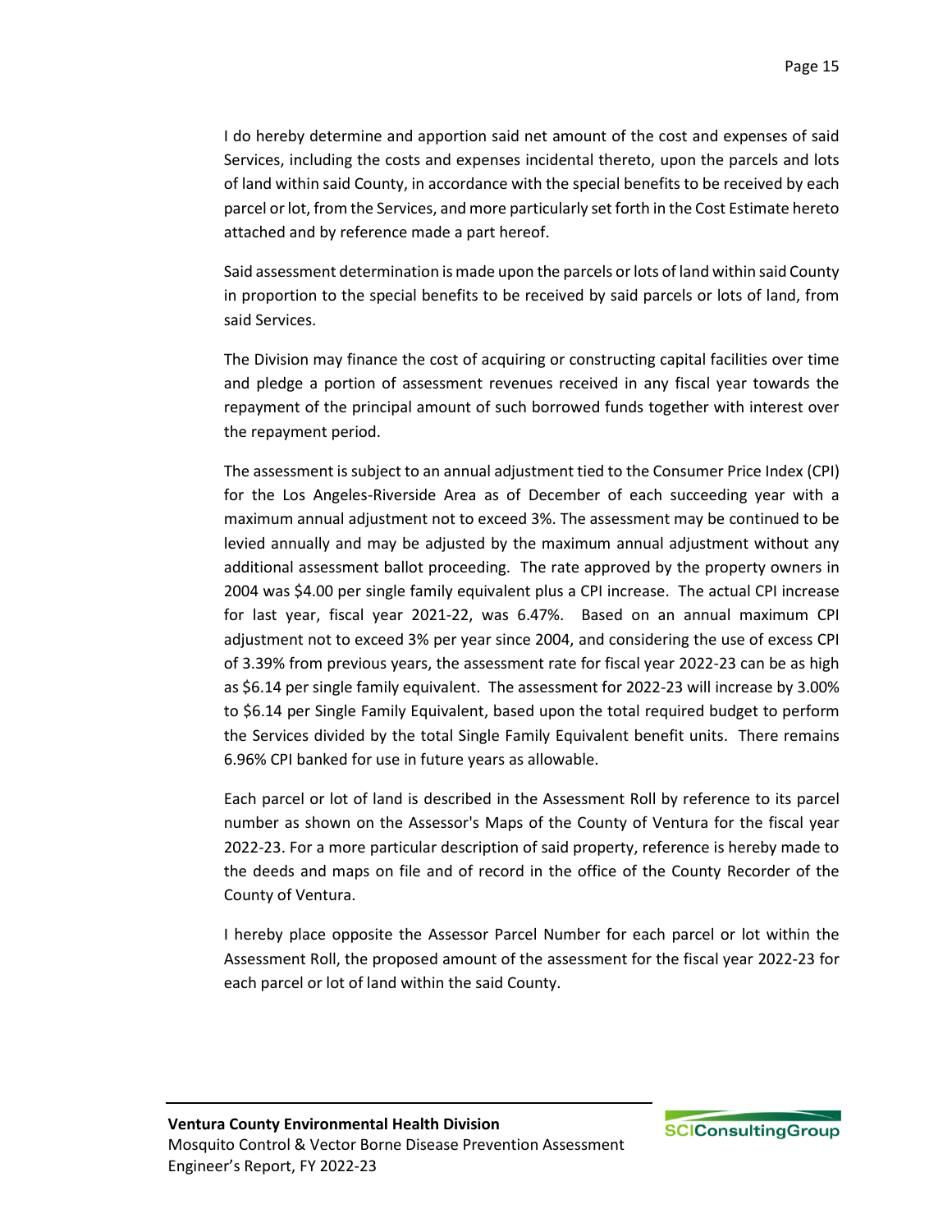I do hereby determine and apportion said net amount of the cost and expenses of said Services, including the costs and expenses incidental thereto, upon the parcels and lots of land within said County, in accordance with the special benefits to be received by each parcel or lot, from the Services, and more particularly set forth in the Cost Estimate hereto attached and by reference made a part hereof.

Said assessment determination is made upon the parcels or lots of land within said County in proportion to the special benefits to be received by said parcels or lots of land, from said Services.

The Division may finance the cost of acquiring or constructing capital facilities over time and pledge a portion of assessment revenues received in any fiscal year towards the repayment of the principal amount of such borrowed funds together with interest over the repayment period.

The assessment is subject to an annual adjustment tied to the Consumer Price Index (CPI) for the Los Angeles-Riverside Area as of December of each succeeding year with a maximum annual adjustment not to exceed 3%. The assessment may be continued to be levied annually and may be adjusted by the maximum annual adjustment without any additional assessment ballot proceeding. The rate approved by the property owners in 2004 was $4.00 per single family equivalent plus a CPI increase. The actual CPI increase for last year, fiscal year 2021-22, was 6.47%. Based on an annual maximum CPI adjustment not to exceed 3% per year since 2004, and considering the use of excess CPI of 3.39% from previous years, the assessment rate for fiscal year 2022-23 can be as high as $6.14 per single family equivalent. The assessment for 2022-23 will increase by 3.00% to $6.14 per Single Family Equivalent, based upon the total required budget to perform the Services divided by the total Single Family Equivalent benefit units. There remains 6.96% CPI banked for use in future years as allowable.

Each parcel or lot of land is described in the Assessment Roll by reference to its parcel number as shown on the Assessor's Maps of the County of Ventura for the fiscal year 2022-23. For a more particular description of said property, reference is hereby made to the deeds and maps on file and of record in the office of the County Recorder of the County of Ventura.

I hereby place opposite the Assessor Parcel Number for each parcel or lot within the Assessment Roll, the proposed amount of the assessment for the fiscal year 2022-23 for each parcel or lot of land within the said County.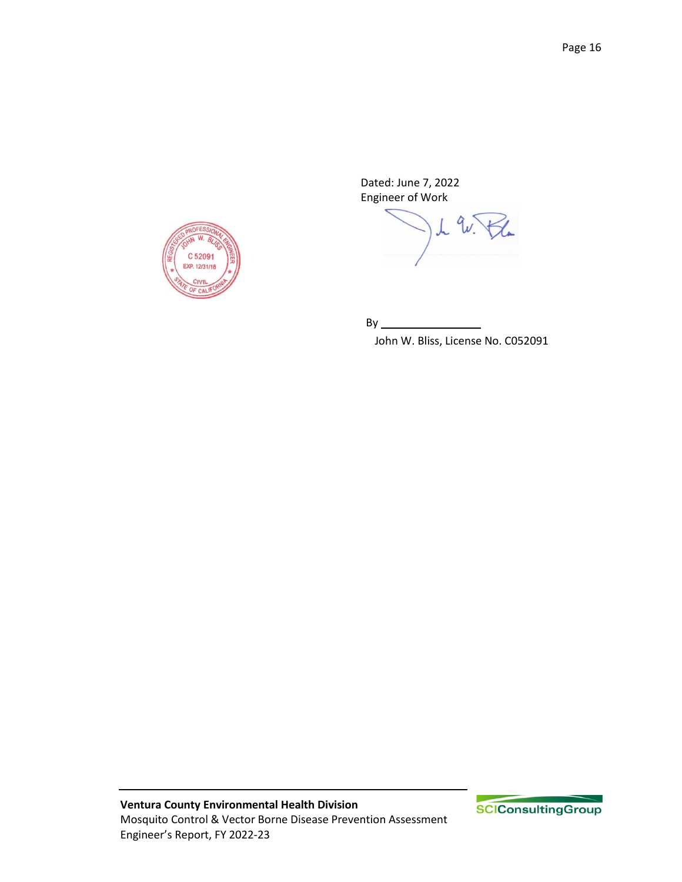Dated: June 7, 2022

Engineer of Work

By ________________

John W. Bliss, License No. C052091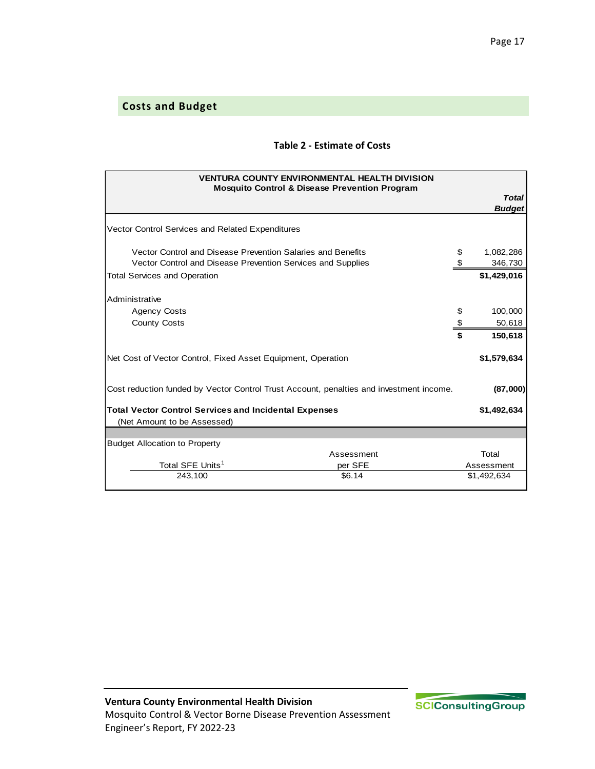## Costs and Budget

**Table 2 - Estimate of Costs**

| **VENTURA COUNTY ENVIRONMENTAL HEALTH DIVISION**<br>**Mosquito Control & Disease Prevention Program** | | ***Total Budget*** |
|---|---|---|
| Vector Control Services and Related Expenditures | | |
| Vector Control and Disease Prevention Salaries and Benefits | $ | 1,082,286 |
| Vector Control and Disease Prevention Services and Supplies | $ | 346,730 |
| Total Services and Operation | | **$1,429,016** |
| Administrative | | |
| Agency Costs | $ | 100,000 |
| County Costs | $ | 50,618 |
| | **$** | **150,618** |
| Net Cost of Vector Control, Fixed Asset Equipment, Operation | | **$1,579,634** |
| Cost reduction funded by Vector Control Trust Account, penalties and investment income. | | **(87,000)** |
| **Total Vector Control Services and Incidental Expenses**<br>(Net Amount to be Assessed) | | **$1,492,634** |

Budget Allocation to Property

| Total SFE Units[1] | Assessment per SFE | Total Assessment |
|---|---|---|
| 243,100 | $6.14 | $1,492,634 |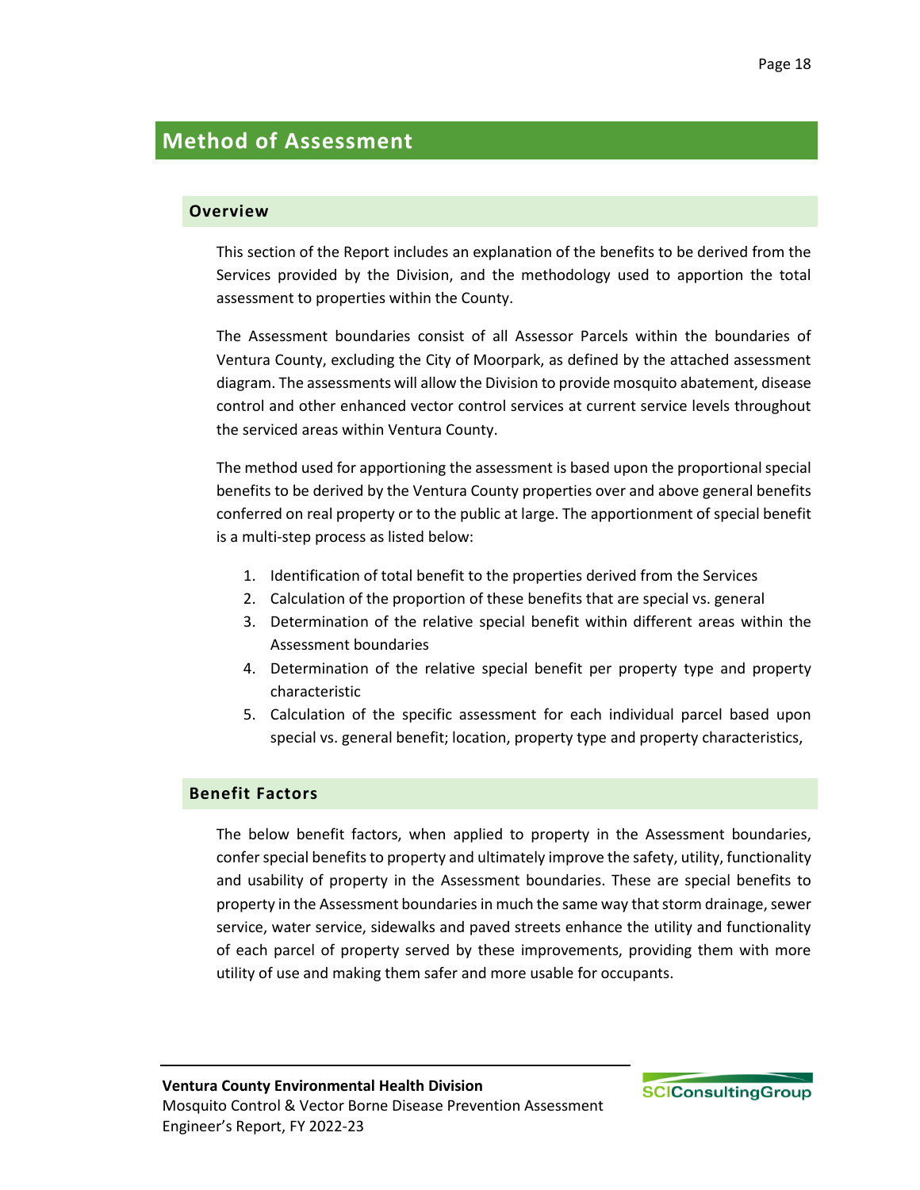# Method of Assessment

## Overview

This section of the Report includes an explanation of the benefits to be derived from the Services provided by the Division, and the methodology used to apportion the total assessment to properties within the County.

The Assessment boundaries consist of all Assessor Parcels within the boundaries of Ventura County, excluding the City of Moorpark, as defined by the attached assessment diagram. The assessments will allow the Division to provide mosquito abatement, disease control and other enhanced vector control services at current service levels throughout the serviced areas within Ventura County.

The method used for apportioning the assessment is based upon the proportional special benefits to be derived by the Ventura County properties over and above general benefits conferred on real property or to the public at large. The apportionment of special benefit is a multi-step process as listed below:

1. Identification of total benefit to the properties derived from the Services
2. Calculation of the proportion of these benefits that are special vs. general
3. Determination of the relative special benefit within different areas within the Assessment boundaries
4. Determination of the relative special benefit per property type and property characteristic
5. Calculation of the specific assessment for each individual parcel based upon special vs. general benefit; location, property type and property characteristics,

## Benefit Factors

The below benefit factors, when applied to property in the Assessment boundaries, confer special benefits to property and ultimately improve the safety, utility, functionality and usability of property in the Assessment boundaries. These are special benefits to property in the Assessment boundaries in much the same way that storm drainage, sewer service, water service, sidewalks and paved streets enhance the utility and functionality of each parcel of property served by these improvements, providing them with more utility of use and making them safer and more usable for occupants.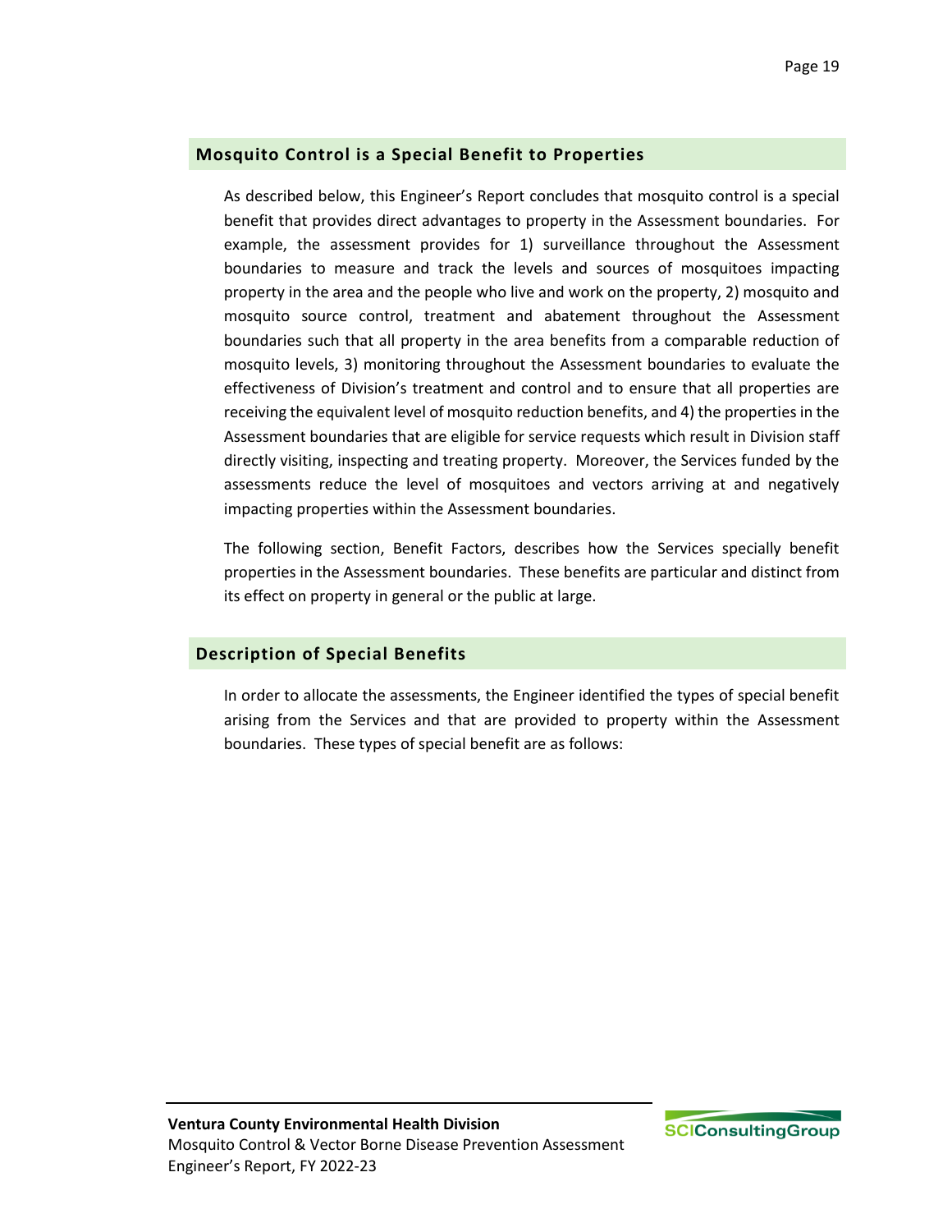## Mosquito Control is a Special Benefit to Properties

As described below, this Engineer's Report concludes that mosquito control is a special benefit that provides direct advantages to property in the Assessment boundaries. For example, the assessment provides for 1) surveillance throughout the Assessment boundaries to measure and track the levels and sources of mosquitoes impacting property in the area and the people who live and work on the property, 2) mosquito and mosquito source control, treatment and abatement throughout the Assessment boundaries such that all property in the area benefits from a comparable reduction of mosquito levels, 3) monitoring throughout the Assessment boundaries to evaluate the effectiveness of Division's treatment and control and to ensure that all properties are receiving the equivalent level of mosquito reduction benefits, and 4) the properties in the Assessment boundaries that are eligible for service requests which result in Division staff directly visiting, inspecting and treating property. Moreover, the Services funded by the assessments reduce the level of mosquitoes and vectors arriving at and negatively impacting properties within the Assessment boundaries.

The following section, Benefit Factors, describes how the Services specially benefit properties in the Assessment boundaries. These benefits are particular and distinct from its effect on property in general or the public at large.

## Description of Special Benefits

In order to allocate the assessments, the Engineer identified the types of special benefit arising from the Services and that are provided to property within the Assessment boundaries. These types of special benefit are as follows: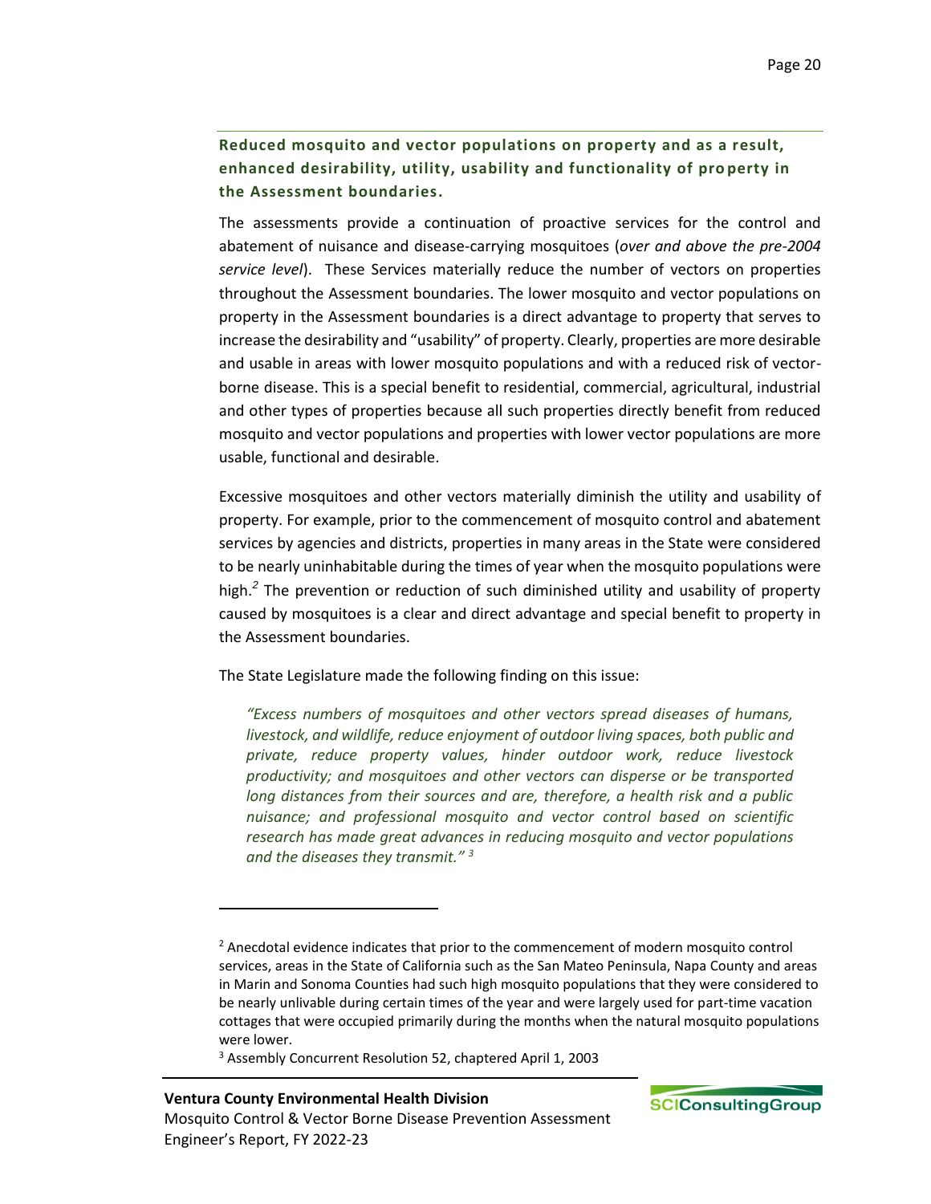### Reduced mosquito and vector populations on property and as a result, enhanced desirability, utility, usability and functionality of property in the Assessment boundaries.

The assessments provide a continuation of proactive services for the control and abatement of nuisance and disease-carrying mosquitoes (*over and above the pre-2004 service level*). These Services materially reduce the number of vectors on properties throughout the Assessment boundaries. The lower mosquito and vector populations on property in the Assessment boundaries is a direct advantage to property that serves to increase the desirability and "usability" of property. Clearly, properties are more desirable and usable in areas with lower mosquito populations and with a reduced risk of vector-borne disease. This is a special benefit to residential, commercial, agricultural, industrial and other types of properties because all such properties directly benefit from reduced mosquito and vector populations and properties with lower vector populations are more usable, functional and desirable.

Excessive mosquitoes and other vectors materially diminish the utility and usability of property. For example, prior to the commencement of mosquito control and abatement services by agencies and districts, properties in many areas in the State were considered to be nearly uninhabitable during the times of year when the mosquito populations were high.[2] The prevention or reduction of such diminished utility and usability of property caused by mosquitoes is a clear and direct advantage and special benefit to property in the Assessment boundaries.

The State Legislature made the following finding on this issue:

> *"Excess numbers of mosquitoes and other vectors spread diseases of humans, livestock, and wildlife, reduce enjoyment of outdoor living spaces, both public and private, reduce property values, hinder outdoor work, reduce livestock productivity; and mosquitoes and other vectors can disperse or be transported long distances from their sources and are, therefore, a health risk and a public nuisance; and professional mosquito and vector control based on scientific research has made great advances in reducing mosquito and vector populations and the diseases they transmit."* [3]

---

[2] Anecdotal evidence indicates that prior to the commencement of modern mosquito control services, areas in the State of California such as the San Mateo Peninsula, Napa County and areas in Marin and Sonoma Counties had such high mosquito populations that they were considered to be nearly unlivable during certain times of the year and were largely used for part-time vacation cottages that were occupied primarily during the months when the natural mosquito populations were lower.

[3] Assembly Concurrent Resolution 52, chaptered April 1, 2003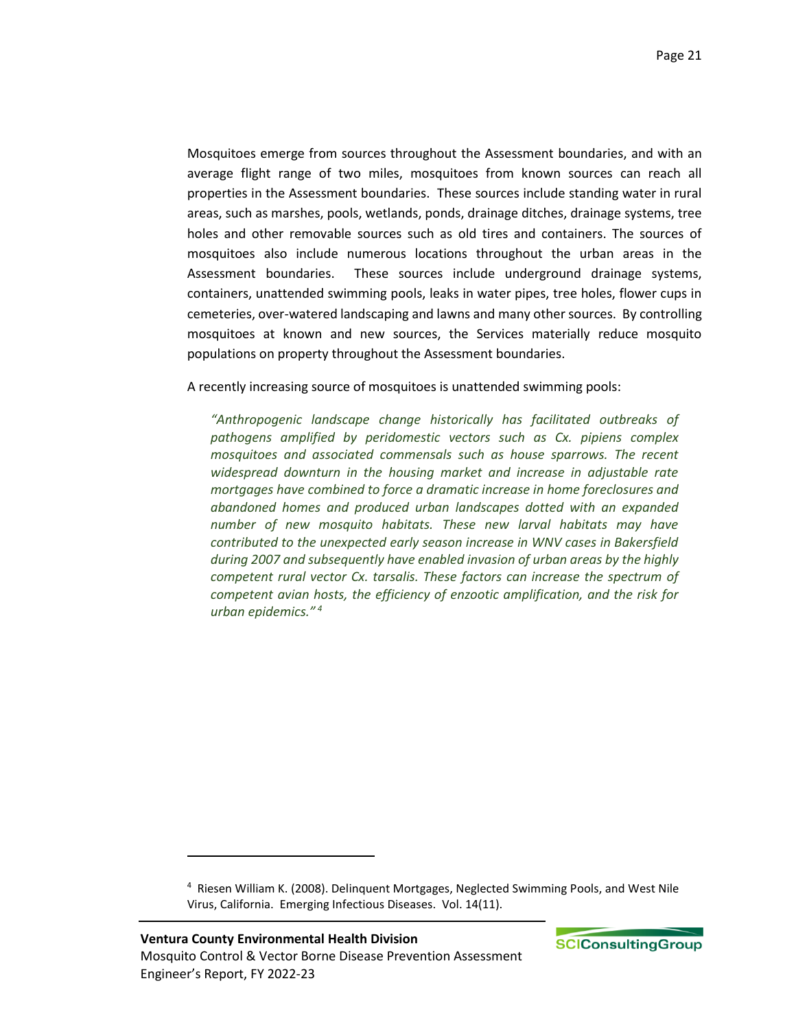Mosquitoes emerge from sources throughout the Assessment boundaries, and with an average flight range of two miles, mosquitoes from known sources can reach all properties in the Assessment boundaries. These sources include standing water in rural areas, such as marshes, pools, wetlands, ponds, drainage ditches, drainage systems, tree holes and other removable sources such as old tires and containers. The sources of mosquitoes also include numerous locations throughout the urban areas in the Assessment boundaries. These sources include underground drainage systems, containers, unattended swimming pools, leaks in water pipes, tree holes, flower cups in cemeteries, over-watered landscaping and lawns and many other sources. By controlling mosquitoes at known and new sources, the Services materially reduce mosquito populations on property throughout the Assessment boundaries.

A recently increasing source of mosquitoes is unattended swimming pools:

> *"Anthropogenic landscape change historically has facilitated outbreaks of pathogens amplified by peridomestic vectors such as Cx. pipiens complex mosquitoes and associated commensals such as house sparrows. The recent widespread downturn in the housing market and increase in adjustable rate mortgages have combined to force a dramatic increase in home foreclosures and abandoned homes and produced urban landscapes dotted with an expanded number of new mosquito habitats. These new larval habitats may have contributed to the unexpected early season increase in WNV cases in Bakersfield during 2007 and subsequently have enabled invasion of urban areas by the highly competent rural vector Cx. tarsalis. These factors can increase the spectrum of competent avian hosts, the efficiency of enzootic amplification, and the risk for urban epidemics."* [4]

---

[4] Riesen William K. (2008). Delinquent Mortgages, Neglected Swimming Pools, and West Nile Virus, California. Emerging Infectious Diseases. Vol. 14(11).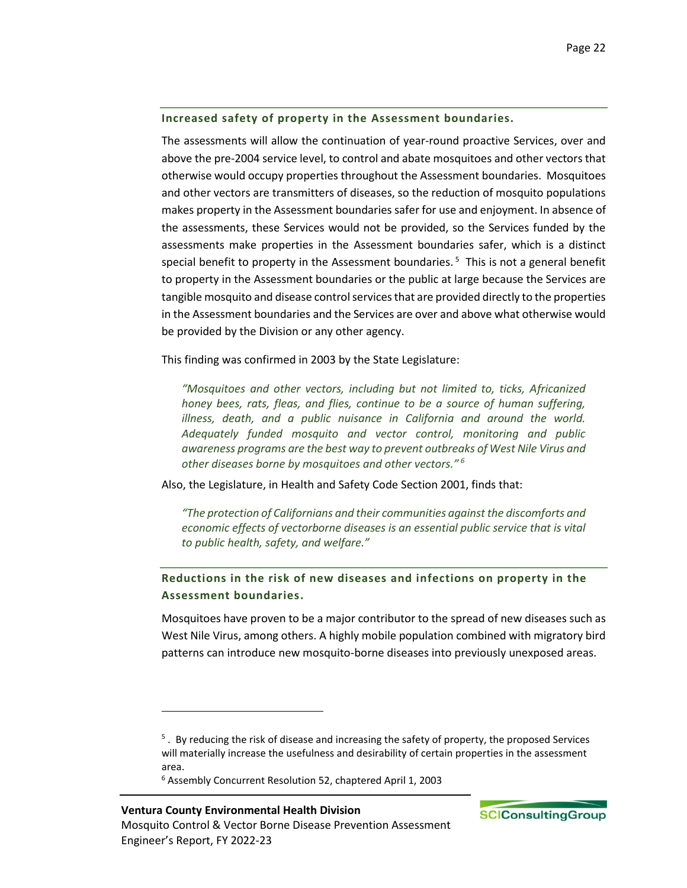### Increased safety of property in the Assessment boundaries.

The assessments will allow the continuation of year-round proactive Services, over and above the pre-2004 service level, to control and abate mosquitoes and other vectors that otherwise would occupy properties throughout the Assessment boundaries. Mosquitoes and other vectors are transmitters of diseases, so the reduction of mosquito populations makes property in the Assessment boundaries safer for use and enjoyment. In absence of the assessments, these Services would not be provided, so the Services funded by the assessments make properties in the Assessment boundaries safer, which is a distinct special benefit to property in the Assessment boundaries.[5] This is not a general benefit to property in the Assessment boundaries or the public at large because the Services are tangible mosquito and disease control services that are provided directly to the properties in the Assessment boundaries and the Services are over and above what otherwise would be provided by the Division or any other agency.

This finding was confirmed in 2003 by the State Legislature:

> *"Mosquitoes and other vectors, including but not limited to, ticks, Africanized honey bees, rats, fleas, and flies, continue to be a source of human suffering, illness, death, and a public nuisance in California and around the world. Adequately funded mosquito and vector control, monitoring and public awareness programs are the best way to prevent outbreaks of West Nile Virus and other diseases borne by mosquitoes and other vectors."*[6]

Also, the Legislature, in Health and Safety Code Section 2001, finds that:

> *"The protection of Californians and their communities against the discomforts and economic effects of vectorborne diseases is an essential public service that is vital to public health, safety, and welfare."*

### Reductions in the risk of new diseases and infections on property in the Assessment boundaries.

Mosquitoes have proven to be a major contributor to the spread of new diseases such as West Nile Virus, among others. A highly mobile population combined with migratory bird patterns can introduce new mosquito-borne diseases into previously unexposed areas.

---

[5] . By reducing the risk of disease and increasing the safety of property, the proposed Services will materially increase the usefulness and desirability of certain properties in the assessment area.

[6] Assembly Concurrent Resolution 52, chaptered April 1, 2003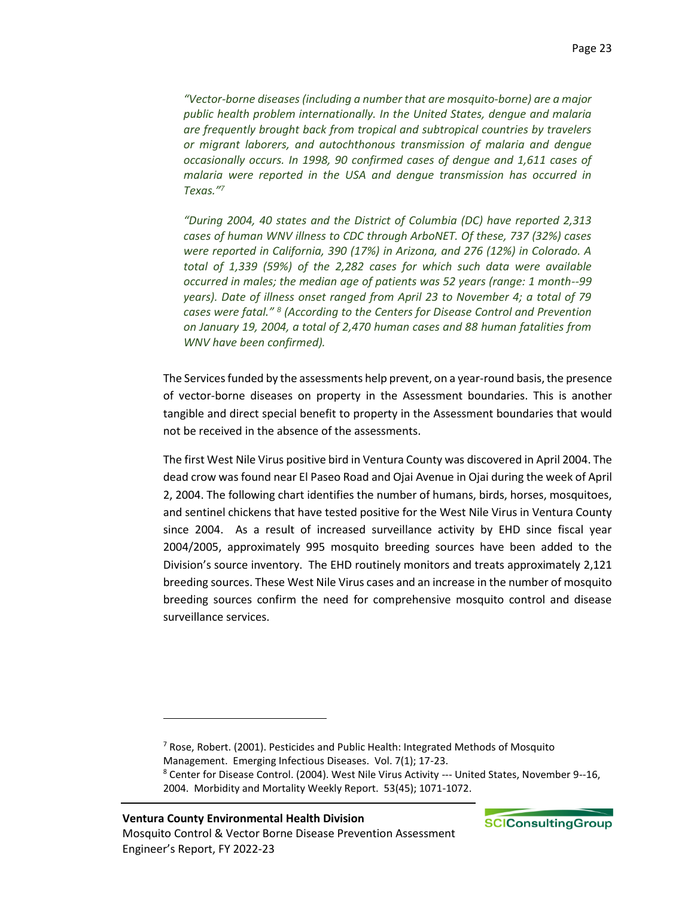*"Vector-borne diseases (including a number that are mosquito-borne) are a major public health problem internationally. In the United States, dengue and malaria are frequently brought back from tropical and subtropical countries by travelers or migrant laborers, and autochthonous transmission of malaria and dengue occasionally occurs. In 1998, 90 confirmed cases of dengue and 1,611 cases of malaria were reported in the USA and dengue transmission has occurred in Texas."*[7]

*"During 2004, 40 states and the District of Columbia (DC) have reported 2,313 cases of human WNV illness to CDC through ArboNET. Of these, 737 (32%) cases were reported in California, 390 (17%) in Arizona, and 276 (12%) in Colorado. A total of 1,339 (59%) of the 2,282 cases for which such data were available occurred in males; the median age of patients was 52 years (range: 1 month--99 years). Date of illness onset ranged from April 23 to November 4; a total of 79 cases were fatal."* [8] *(According to the Centers for Disease Control and Prevention on January 19, 2004, a total of 2,470 human cases and 88 human fatalities from WNV have been confirmed).*

The Services funded by the assessments help prevent, on a year-round basis, the presence of vector-borne diseases on property in the Assessment boundaries. This is another tangible and direct special benefit to property in the Assessment boundaries that would not be received in the absence of the assessments.

The first West Nile Virus positive bird in Ventura County was discovered in April 2004. The dead crow was found near El Paseo Road and Ojai Avenue in Ojai during the week of April 2, 2004. The following chart identifies the number of humans, birds, horses, mosquitoes, and sentinel chickens that have tested positive for the West Nile Virus in Ventura County since 2004. As a result of increased surveillance activity by EHD since fiscal year 2004/2005, approximately 995 mosquito breeding sources have been added to the Division's source inventory. The EHD routinely monitors and treats approximately 2,121 breeding sources. These West Nile Virus cases and an increase in the number of mosquito breeding sources confirm the need for comprehensive mosquito control and disease surveillance services.

---

[7] Rose, Robert. (2001). Pesticides and Public Health: Integrated Methods of Mosquito Management. Emerging Infectious Diseases. Vol. 7(1); 17-23.

[8] Center for Disease Control. (2004). West Nile Virus Activity --- United States, November 9--16, 2004. Morbidity and Mortality Weekly Report. 53(45); 1071-1072.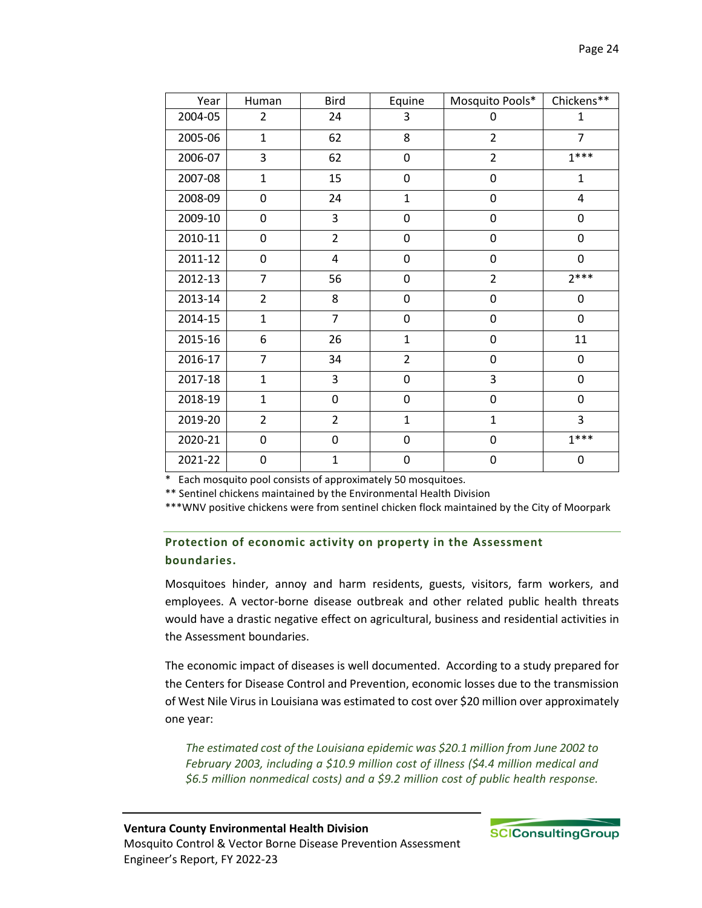| Year | Human | Bird | Equine | Mosquito Pools* | Chickens** |
|---|---|---|---|---|---|
| 2004-05 | 2 | 24 | 3 | 0 | 1 |
| 2005-06 | 1 | 62 | 8 | 2 | 7 |
| 2006-07 | 3 | 62 | 0 | 2 | 1*** |
| 2007-08 | 1 | 15 | 0 | 0 | 1 |
| 2008-09 | 0 | 24 | 1 | 0 | 4 |
| 2009-10 | 0 | 3 | 0 | 0 | 0 |
| 2010-11 | 0 | 2 | 0 | 0 | 0 |
| 2011-12 | 0 | 4 | 0 | 0 | 0 |
| 2012-13 | 7 | 56 | 0 | 2 | 2*** |
| 2013-14 | 2 | 8 | 0 | 0 | 0 |
| 2014-15 | 1 | 7 | 0 | 0 | 0 |
| 2015-16 | 6 | 26 | 1 | 0 | 11 |
| 2016-17 | 7 | 34 | 2 | 0 | 0 |
| 2017-18 | 1 | 3 | 0 | 3 | 0 |
| 2018-19 | 1 | 0 | 0 | 0 | 0 |
| 2019-20 | 2 | 2 | 1 | 1 | 3 |
| 2020-21 | 0 | 0 | 0 | 0 | 1*** |
| 2021-22 | 0 | 1 | 0 | 0 | 0 |

\* Each mosquito pool consists of approximately 50 mosquitoes.

** Sentinel chickens maintained by the Environmental Health Division

***WNV positive chickens were from sentinel chicken flock maintained by the City of Moorpark

### Protection of economic activity on property in the Assessment boundaries.

Mosquitoes hinder, annoy and harm residents, guests, visitors, farm workers, and employees. A vector-borne disease outbreak and other related public health threats would have a drastic negative effect on agricultural, business and residential activities in the Assessment boundaries.

The economic impact of diseases is well documented. According to a study prepared for the Centers for Disease Control and Prevention, economic losses due to the transmission of West Nile Virus in Louisiana was estimated to cost over $20 million over approximately one year:

> *The estimated cost of the Louisiana epidemic was $20.1 million from June 2002 to February 2003, including a $10.9 million cost of illness ($4.4 million medical and $6.5 million nonmedical costs) and a $9.2 million cost of public health response.*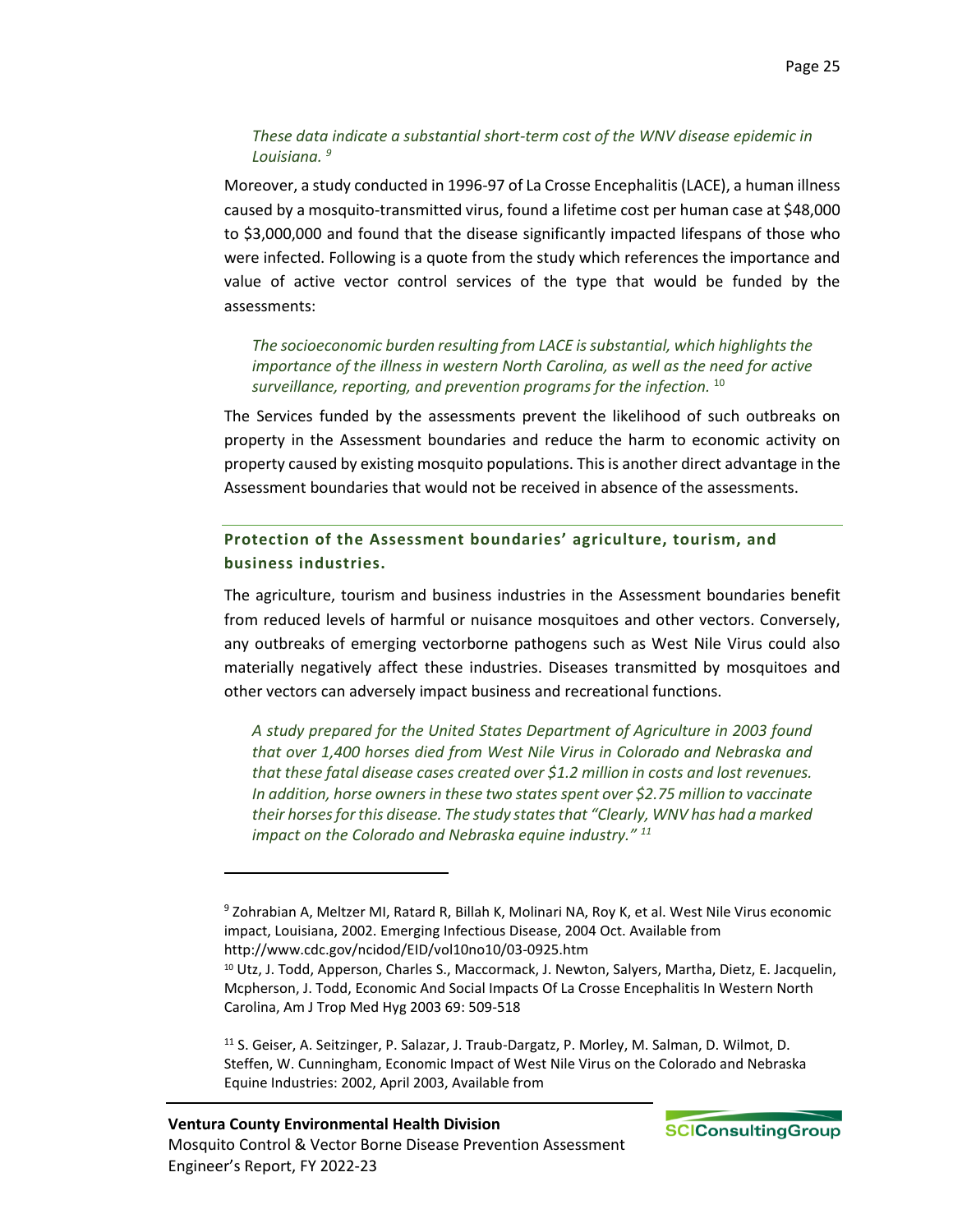*These data indicate a substantial short-term cost of the WNV disease epidemic in Louisiana.* [9]

Moreover, a study conducted in 1996-97 of La Crosse Encephalitis (LACE), a human illness caused by a mosquito-transmitted virus, found a lifetime cost per human case at $48,000 to $3,000,000 and found that the disease significantly impacted lifespans of those who were infected. Following is a quote from the study which references the importance and value of active vector control services of the type that would be funded by the assessments:

*The socioeconomic burden resulting from LACE is substantial, which highlights the importance of the illness in western North Carolina, as well as the need for active surveillance, reporting, and prevention programs for the infection.* [10]

The Services funded by the assessments prevent the likelihood of such outbreaks on property in the Assessment boundaries and reduce the harm to economic activity on property caused by existing mosquito populations. This is another direct advantage in the Assessment boundaries that would not be received in absence of the assessments.

### Protection of the Assessment boundaries' agriculture, tourism, and business industries.

The agriculture, tourism and business industries in the Assessment boundaries benefit from reduced levels of harmful or nuisance mosquitoes and other vectors. Conversely, any outbreaks of emerging vectorborne pathogens such as West Nile Virus could also materially negatively affect these industries. Diseases transmitted by mosquitoes and other vectors can adversely impact business and recreational functions.

*A study prepared for the United States Department of Agriculture in 2003 found that over 1,400 horses died from West Nile Virus in Colorado and Nebraska and that these fatal disease cases created over $1.2 million in costs and lost revenues. In addition, horse owners in these two states spent over $2.75 million to vaccinate their horses for this disease. The study states that "Clearly, WNV has had a marked impact on the Colorado and Nebraska equine industry."* [11]

---

[9] Zohrabian A, Meltzer MI, Ratard R, Billah K, Molinari NA, Roy K, et al. West Nile Virus economic impact, Louisiana, 2002. Emerging Infectious Disease, 2004 Oct. Available from http://www.cdc.gov/ncidod/EID/vol10no10/03-0925.htm

[10] Utz, J. Todd, Apperson, Charles S., Maccormack, J. Newton, Salyers, Martha, Dietz, E. Jacquelin, Mcpherson, J. Todd, Economic And Social Impacts Of La Crosse Encephalitis In Western North Carolina, Am J Trop Med Hyg 2003 69: 509-518

[11] S. Geiser, A. Seitzinger, P. Salazar, J. Traub-Dargatz, P. Morley, M. Salman, D. Wilmot, D. Steffen, W. Cunningham, Economic Impact of West Nile Virus on the Colorado and Nebraska Equine Industries: 2002, April 2003, Available from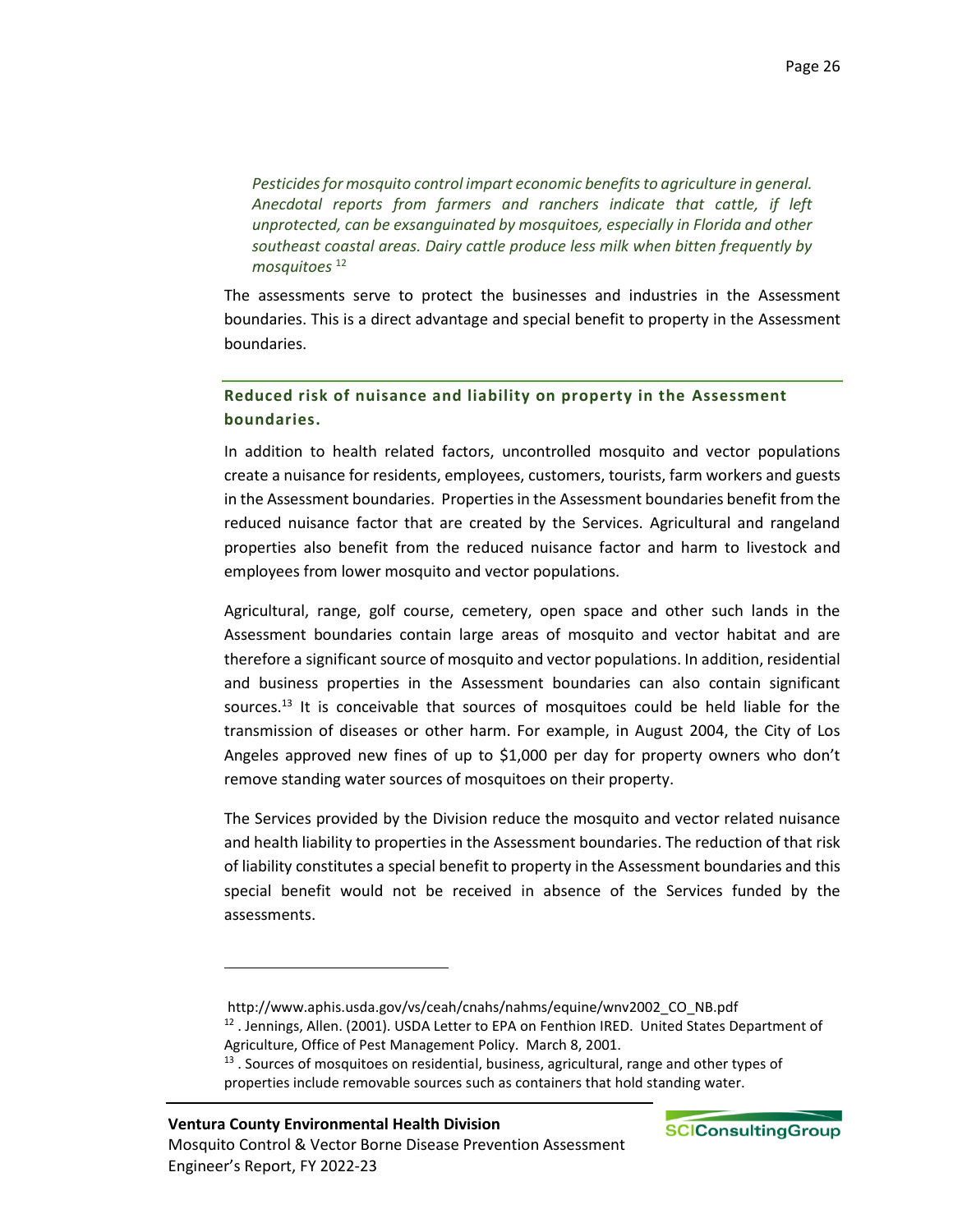*Pesticides for mosquito control impart economic benefits to agriculture in general. Anecdotal reports from farmers and ranchers indicate that cattle, if left unprotected, can be exsanguinated by mosquitoes, especially in Florida and other southeast coastal areas. Dairy cattle produce less milk when bitten frequently by mosquitoes* [12]

The assessments serve to protect the businesses and industries in the Assessment boundaries. This is a direct advantage and special benefit to property in the Assessment boundaries.

### Reduced risk of nuisance and liability on property in the Assessment boundaries.

In addition to health related factors, uncontrolled mosquito and vector populations create a nuisance for residents, employees, customers, tourists, farm workers and guests in the Assessment boundaries. Properties in the Assessment boundaries benefit from the reduced nuisance factor that are created by the Services. Agricultural and rangeland properties also benefit from the reduced nuisance factor and harm to livestock and employees from lower mosquito and vector populations.

Agricultural, range, golf course, cemetery, open space and other such lands in the Assessment boundaries contain large areas of mosquito and vector habitat and are therefore a significant source of mosquito and vector populations. In addition, residential and business properties in the Assessment boundaries can also contain significant sources.[13] It is conceivable that sources of mosquitoes could be held liable for the transmission of diseases or other harm. For example, in August 2004, the City of Los Angeles approved new fines of up to $1,000 per day for property owners who don't remove standing water sources of mosquitoes on their property.

The Services provided by the Division reduce the mosquito and vector related nuisance and health liability to properties in the Assessment boundaries. The reduction of that risk of liability constitutes a special benefit to property in the Assessment boundaries and this special benefit would not be received in absence of the Services funded by the assessments.

---

http://www.aphis.usda.gov/vs/ceah/cnahs/nahms/equine/wnv2002_CO_NB.pdf

[12] . Jennings, Allen. (2001). USDA Letter to EPA on Fenthion IRED. United States Department of Agriculture, Office of Pest Management Policy. March 8, 2001.

[13] . Sources of mosquitoes on residential, business, agricultural, range and other types of properties include removable sources such as containers that hold standing water.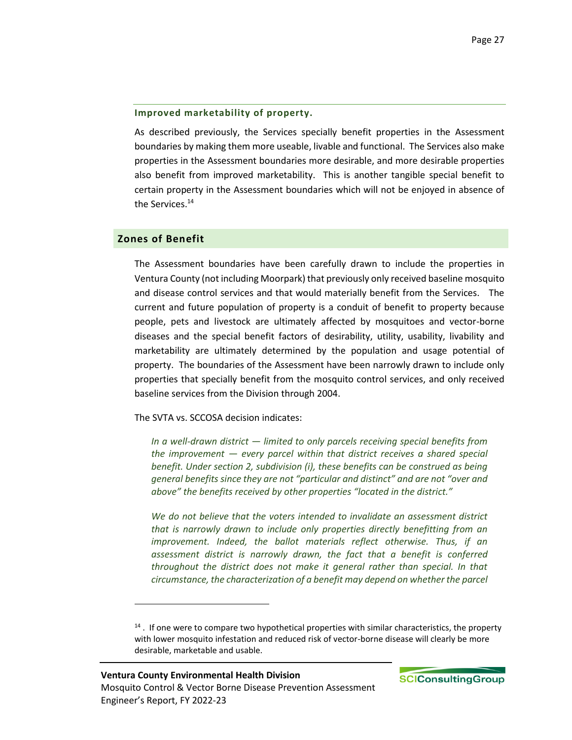#### Improved marketability of property.

As described previously, the Services specially benefit properties in the Assessment boundaries by making them more useable, livable and functional. The Services also make properties in the Assessment boundaries more desirable, and more desirable properties also benefit from improved marketability. This is another tangible special benefit to certain property in the Assessment boundaries which will not be enjoyed in absence of the Services.[14]

## Zones of Benefit

The Assessment boundaries have been carefully drawn to include the properties in Ventura County (not including Moorpark) that previously only received baseline mosquito and disease control services and that would materially benefit from the Services. The current and future population of property is a conduit of benefit to property because people, pets and livestock are ultimately affected by mosquitoes and vector-borne diseases and the special benefit factors of desirability, utility, usability, livability and marketability are ultimately determined by the population and usage potential of property. The boundaries of the Assessment have been narrowly drawn to include only properties that specially benefit from the mosquito control services, and only received baseline services from the Division through 2004.

The SVTA vs. SCCOSA decision indicates:

> *In a well-drawn district — limited to only parcels receiving special benefits from the improvement — every parcel within that district receives a shared special benefit. Under section 2, subdivision (i), these benefits can be construed as being general benefits since they are not "particular and distinct" and are not "over and above" the benefits received by other properties "located in the district."*
>
> *We do not believe that the voters intended to invalidate an assessment district that is narrowly drawn to include only properties directly benefitting from an improvement. Indeed, the ballot materials reflect otherwise. Thus, if an assessment district is narrowly drawn, the fact that a benefit is conferred throughout the district does not make it general rather than special. In that circumstance, the characterization of a benefit may depend on whether the parcel*

---

[14] . If one were to compare two hypothetical properties with similar characteristics, the property with lower mosquito infestation and reduced risk of vector-borne disease will clearly be more desirable, marketable and usable.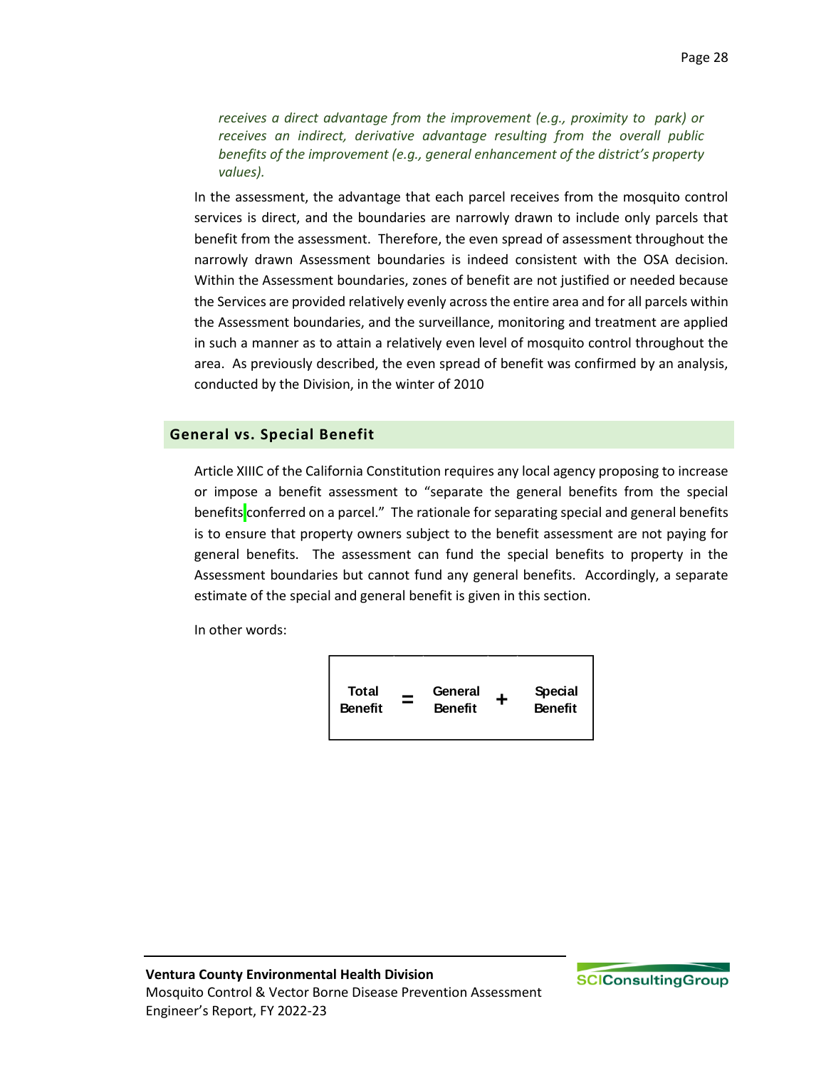*receives a direct advantage from the improvement (e.g., proximity to park) or receives an indirect, derivative advantage resulting from the overall public benefits of the improvement (e.g., general enhancement of the district's property values).*

In the assessment, the advantage that each parcel receives from the mosquito control services is direct, and the boundaries are narrowly drawn to include only parcels that benefit from the assessment. Therefore, the even spread of assessment throughout the narrowly drawn Assessment boundaries is indeed consistent with the OSA decision. Within the Assessment boundaries, zones of benefit are not justified or needed because the Services are provided relatively evenly across the entire area and for all parcels within the Assessment boundaries, and the surveillance, monitoring and treatment are applied in such a manner as to attain a relatively even level of mosquito control throughout the area. As previously described, the even spread of benefit was confirmed by an analysis, conducted by the Division, in the winter of 2010

## General vs. Special Benefit

Article XIIIC of the California Constitution requires any local agency proposing to increase or impose a benefit assessment to "separate the general benefits from the special benefits conferred on a parcel." The rationale for separating special and general benefits is to ensure that property owners subject to the benefit assessment are not paying for general benefits. The assessment can fund the special benefits to property in the Assessment boundaries but cannot fund any general benefits. Accordingly, a separate estimate of the special and general benefit is given in this section.

In other words:

$$\text{Total Benefit} = \text{General Benefit} + \text{Special Benefit}$$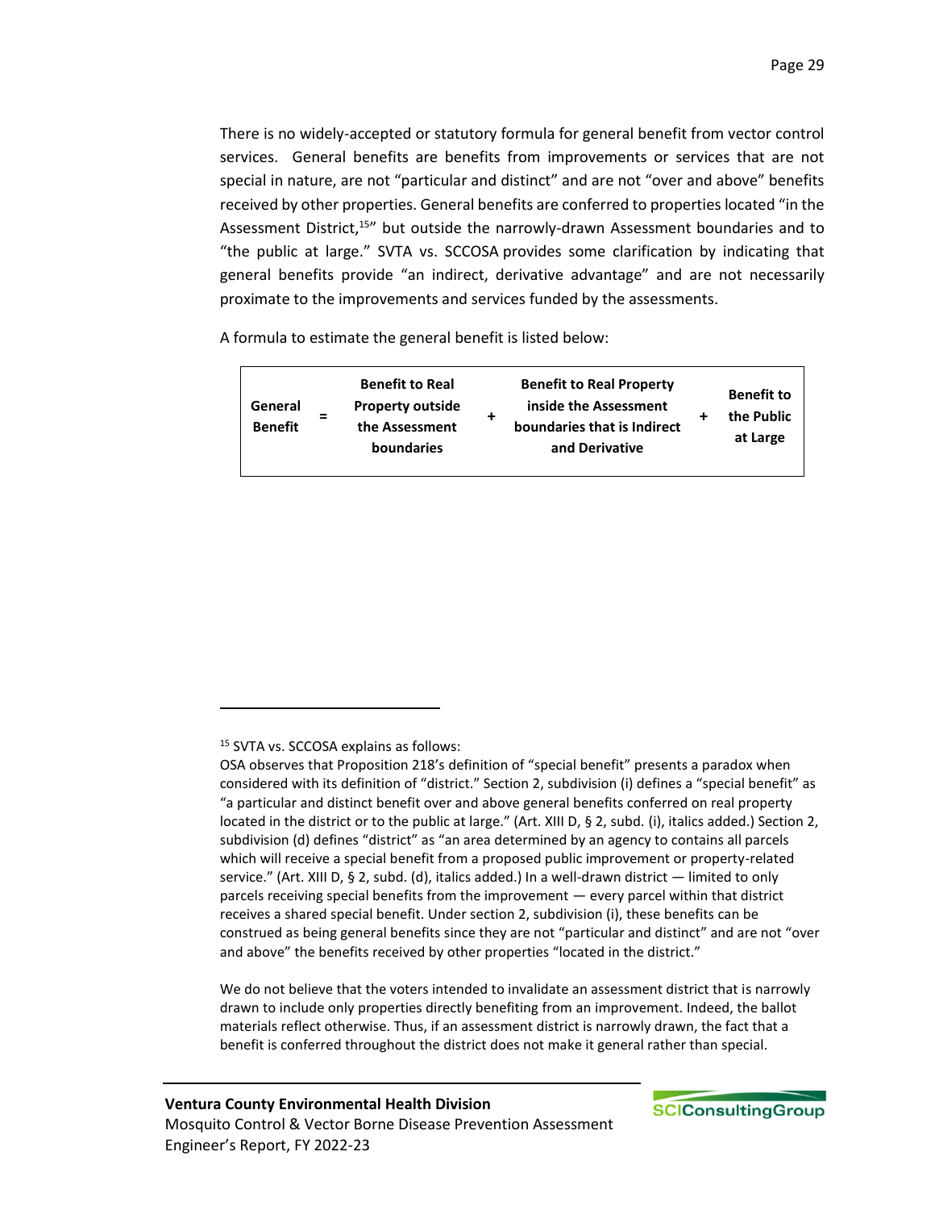There is no widely-accepted or statutory formula for general benefit from vector control services. General benefits are benefits from improvements or services that are not special in nature, are not "particular and distinct" and are not "over and above" benefits received by other properties. General benefits are conferred to properties located "in the Assessment District,[15]" but outside the narrowly-drawn Assessment boundaries and to "the public at large." SVTA vs. SCCOSA provides some clarification by indicating that general benefits provide "an indirect, derivative advantage" and are not necessarily proximate to the improvements and services funded by the assessments.

A formula to estimate the general benefit is listed below:

| General Benefit | = | Benefit to Real Property outside the Assessment boundaries | + | Benefit to Real Property inside the Assessment boundaries that is Indirect and Derivative | + | Benefit to the Public at Large |
|---|---|---|---|---|---|---|

[15] SVTA vs. SCCOSA explains as follows:

OSA observes that Proposition 218's definition of "special benefit" presents a paradox when considered with its definition of "district." Section 2, subdivision (i) defines a "special benefit" as "a particular and distinct benefit over and above general benefits conferred on real property located in the district or to the public at large." (Art. XIII D, § 2, subd. (i), italics added.) Section 2, subdivision (d) defines "district" as "an area determined by an agency to contains all parcels which will receive a special benefit from a proposed public improvement or property-related service." (Art. XIII D, § 2, subd. (d), italics added.) In a well-drawn district — limited to only parcels receiving special benefits from the improvement — every parcel within that district receives a shared special benefit. Under section 2, subdivision (i), these benefits can be construed as being general benefits since they are not "particular and distinct" and are not "over and above" the benefits received by other properties "located in the district."

We do not believe that the voters intended to invalidate an assessment district that is narrowly drawn to include only properties directly benefiting from an improvement. Indeed, the ballot materials reflect otherwise. Thus, if an assessment district is narrowly drawn, the fact that a benefit is conferred throughout the district does not make it general rather than special.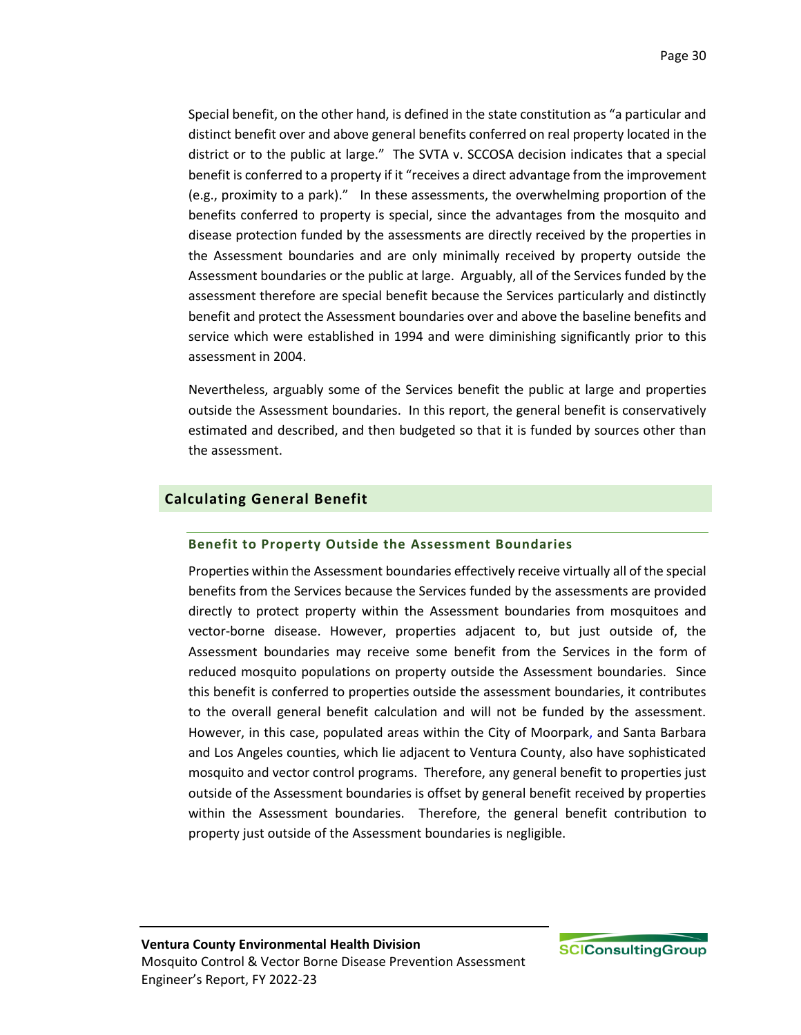Special benefit, on the other hand, is defined in the state constitution as "a particular and distinct benefit over and above general benefits conferred on real property located in the district or to the public at large." The SVTA v. SCCOSA decision indicates that a special benefit is conferred to a property if it "receives a direct advantage from the improvement (e.g., proximity to a park)." In these assessments, the overwhelming proportion of the benefits conferred to property is special, since the advantages from the mosquito and disease protection funded by the assessments are directly received by the properties in the Assessment boundaries and are only minimally received by property outside the Assessment boundaries or the public at large. Arguably, all of the Services funded by the assessment therefore are special benefit because the Services particularly and distinctly benefit and protect the Assessment boundaries over and above the baseline benefits and service which were established in 1994 and were diminishing significantly prior to this assessment in 2004.

Nevertheless, arguably some of the Services benefit the public at large and properties outside the Assessment boundaries. In this report, the general benefit is conservatively estimated and described, and then budgeted so that it is funded by sources other than the assessment.

## Calculating General Benefit

### Benefit to Property Outside the Assessment Boundaries

Properties within the Assessment boundaries effectively receive virtually all of the special benefits from the Services because the Services funded by the assessments are provided directly to protect property within the Assessment boundaries from mosquitoes and vector-borne disease. However, properties adjacent to, but just outside of, the Assessment boundaries may receive some benefit from the Services in the form of reduced mosquito populations on property outside the Assessment boundaries. Since this benefit is conferred to properties outside the assessment boundaries, it contributes to the overall general benefit calculation and will not be funded by the assessment. However, in this case, populated areas within the City of Moorpark, and Santa Barbara and Los Angeles counties, which lie adjacent to Ventura County, also have sophisticated mosquito and vector control programs. Therefore, any general benefit to properties just outside of the Assessment boundaries is offset by general benefit received by properties within the Assessment boundaries. Therefore, the general benefit contribution to property just outside of the Assessment boundaries is negligible.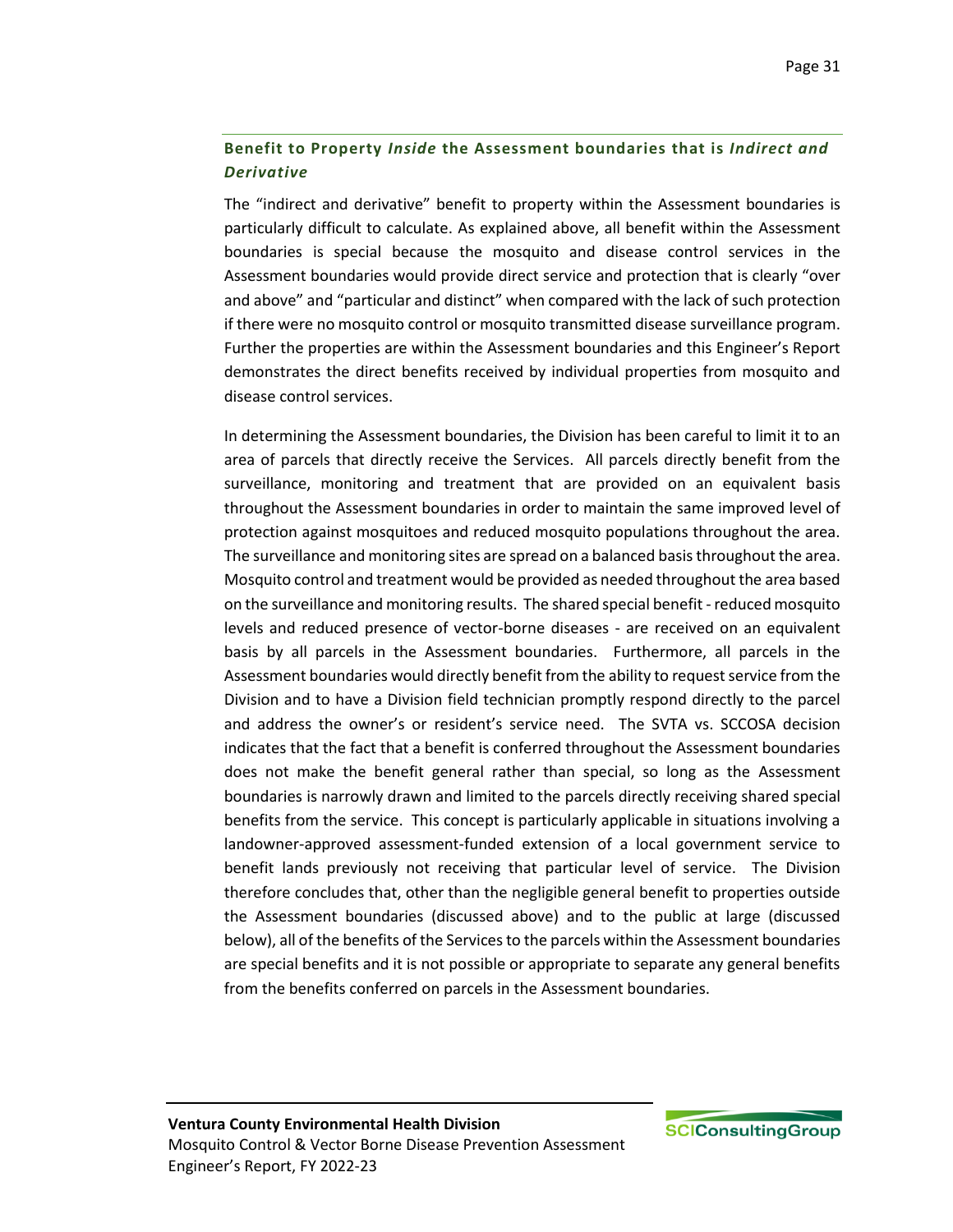### **Benefit to Property *Inside* the Assessment boundaries that is *Indirect and Derivative***

The "indirect and derivative" benefit to property within the Assessment boundaries is particularly difficult to calculate. As explained above, all benefit within the Assessment boundaries is special because the mosquito and disease control services in the Assessment boundaries would provide direct service and protection that is clearly "over and above" and "particular and distinct" when compared with the lack of such protection if there were no mosquito control or mosquito transmitted disease surveillance program. Further the properties are within the Assessment boundaries and this Engineer's Report demonstrates the direct benefits received by individual properties from mosquito and disease control services.

In determining the Assessment boundaries, the Division has been careful to limit it to an area of parcels that directly receive the Services. All parcels directly benefit from the surveillance, monitoring and treatment that are provided on an equivalent basis throughout the Assessment boundaries in order to maintain the same improved level of protection against mosquitoes and reduced mosquito populations throughout the area. The surveillance and monitoring sites are spread on a balanced basis throughout the area. Mosquito control and treatment would be provided as needed throughout the area based on the surveillance and monitoring results. The shared special benefit - reduced mosquito levels and reduced presence of vector-borne diseases - are received on an equivalent basis by all parcels in the Assessment boundaries. Furthermore, all parcels in the Assessment boundaries would directly benefit from the ability to request service from the Division and to have a Division field technician promptly respond directly to the parcel and address the owner's or resident's service need. The SVTA vs. SCCOSA decision indicates that the fact that a benefit is conferred throughout the Assessment boundaries does not make the benefit general rather than special, so long as the Assessment boundaries is narrowly drawn and limited to the parcels directly receiving shared special benefits from the service. This concept is particularly applicable in situations involving a landowner-approved assessment-funded extension of a local government service to benefit lands previously not receiving that particular level of service. The Division therefore concludes that, other than the negligible general benefit to properties outside the Assessment boundaries (discussed above) and to the public at large (discussed below), all of the benefits of the Services to the parcels within the Assessment boundaries are special benefits and it is not possible or appropriate to separate any general benefits from the benefits conferred on parcels in the Assessment boundaries.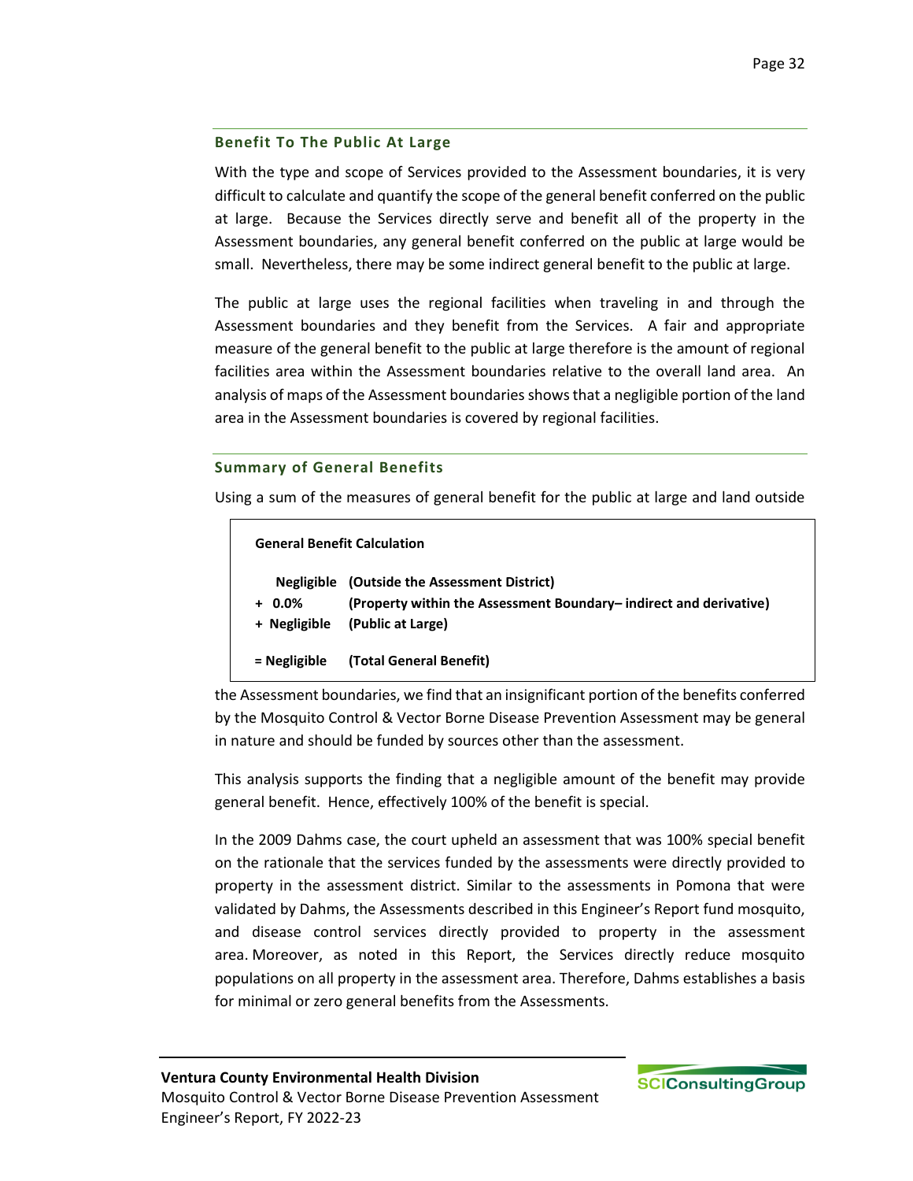### Benefit To The Public At Large

With the type and scope of Services provided to the Assessment boundaries, it is very difficult to calculate and quantify the scope of the general benefit conferred on the public at large. Because the Services directly serve and benefit all of the property in the Assessment boundaries, any general benefit conferred on the public at large would be small. Nevertheless, there may be some indirect general benefit to the public at large.

The public at large uses the regional facilities when traveling in and through the Assessment boundaries and they benefit from the Services. A fair and appropriate measure of the general benefit to the public at large therefore is the amount of regional facilities area within the Assessment boundaries relative to the overall land area. An analysis of maps of the Assessment boundaries shows that a negligible portion of the land area in the Assessment boundaries is covered by regional facilities.

### Summary of General Benefits

Using a sum of the measures of general benefit for the public at large and land outside the Assessment boundaries, we find that an insignificant portion of the benefits conferred by the Mosquito Control & Vector Borne Disease Prevention Assessment may be general in nature and should be funded by sources other than the assessment.

**General Benefit Calculation**

| | |
|---|---|
| **Negligible** | **(Outside the Assessment District)** |
| **+ 0.0%** | **(Property within the Assessment Boundary– indirect and derivative)** |
| **+ Negligible** | **(Public at Large)** |
| **= Negligible** | **(Total General Benefit)** |

This analysis supports the finding that a negligible amount of the benefit may provide general benefit. Hence, effectively 100% of the benefit is special.

In the 2009 Dahms case, the court upheld an assessment that was 100% special benefit on the rationale that the services funded by the assessments were directly provided to property in the assessment district. Similar to the assessments in Pomona that were validated by Dahms, the Assessments described in this Engineer's Report fund mosquito, and disease control services directly provided to property in the assessment area. Moreover, as noted in this Report, the Services directly reduce mosquito populations on all property in the assessment area. Therefore, Dahms establishes a basis for minimal or zero general benefits from the Assessments.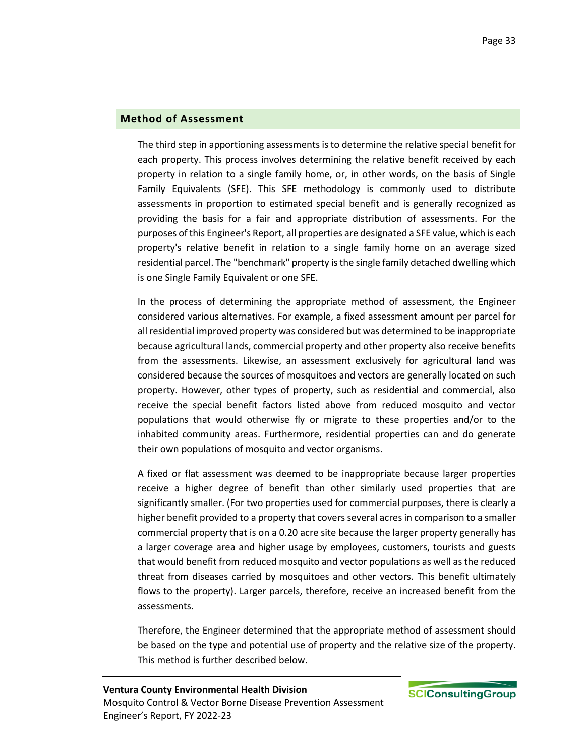## Method of Assessment

The third step in apportioning assessments is to determine the relative special benefit for each property. This process involves determining the relative benefit received by each property in relation to a single family home, or, in other words, on the basis of Single Family Equivalents (SFE). This SFE methodology is commonly used to distribute assessments in proportion to estimated special benefit and is generally recognized as providing the basis for a fair and appropriate distribution of assessments. For the purposes of this Engineer's Report, all properties are designated a SFE value, which is each property's relative benefit in relation to a single family home on an average sized residential parcel. The "benchmark" property is the single family detached dwelling which is one Single Family Equivalent or one SFE.

In the process of determining the appropriate method of assessment, the Engineer considered various alternatives. For example, a fixed assessment amount per parcel for all residential improved property was considered but was determined to be inappropriate because agricultural lands, commercial property and other property also receive benefits from the assessments. Likewise, an assessment exclusively for agricultural land was considered because the sources of mosquitoes and vectors are generally located on such property. However, other types of property, such as residential and commercial, also receive the special benefit factors listed above from reduced mosquito and vector populations that would otherwise fly or migrate to these properties and/or to the inhabited community areas. Furthermore, residential properties can and do generate their own populations of mosquito and vector organisms.

A fixed or flat assessment was deemed to be inappropriate because larger properties receive a higher degree of benefit than other similarly used properties that are significantly smaller. (For two properties used for commercial purposes, there is clearly a higher benefit provided to a property that covers several acres in comparison to a smaller commercial property that is on a 0.20 acre site because the larger property generally has a larger coverage area and higher usage by employees, customers, tourists and guests that would benefit from reduced mosquito and vector populations as well as the reduced threat from diseases carried by mosquitoes and other vectors. This benefit ultimately flows to the property). Larger parcels, therefore, receive an increased benefit from the assessments.

Therefore, the Engineer determined that the appropriate method of assessment should be based on the type and potential use of property and the relative size of the property. This method is further described below.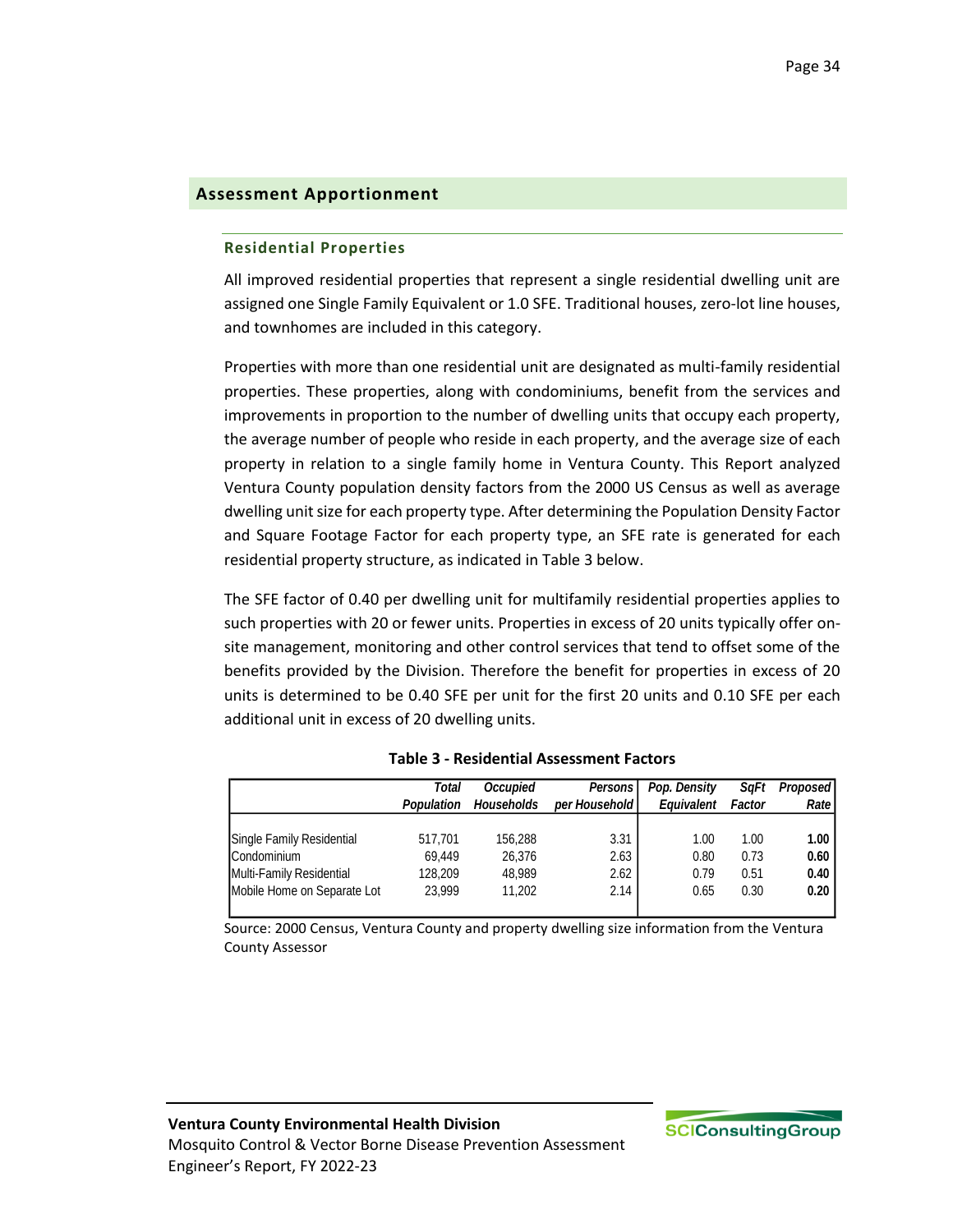## Assessment Apportionment

### Residential Properties

All improved residential properties that represent a single residential dwelling unit are assigned one Single Family Equivalent or 1.0 SFE. Traditional houses, zero-lot line houses, and townhomes are included in this category.

Properties with more than one residential unit are designated as multi-family residential properties. These properties, along with condominiums, benefit from the services and improvements in proportion to the number of dwelling units that occupy each property, the average number of people who reside in each property, and the average size of each property in relation to a single family home in Ventura County. This Report analyzed Ventura County population density factors from the 2000 US Census as well as average dwelling unit size for each property type. After determining the Population Density Factor and Square Footage Factor for each property type, an SFE rate is generated for each residential property structure, as indicated in Table 3 below.

The SFE factor of 0.40 per dwelling unit for multifamily residential properties applies to such properties with 20 or fewer units. Properties in excess of 20 units typically offer on-site management, monitoring and other control services that tend to offset some of the benefits provided by the Division. Therefore the benefit for properties in excess of 20 units is determined to be 0.40 SFE per unit for the first 20 units and 0.10 SFE per each additional unit in excess of 20 dwelling units.

**Table 3 - Residential Assessment Factors**

| | *Total Population* | *Occupied Households* | *Persons per Household* | *Pop. Density Equivalent* | *SqFt Factor* | *Proposed Rate* |
|---|---|---|---|---|---|---|
| Single Family Residential | 517,701 | 156,288 | 3.31 | 1.00 | 1.00 | **1.00** |
| Condominium | 69,449 | 26,376 | 2.63 | 0.80 | 0.73 | **0.60** |
| Multi-Family Residential | 128,209 | 48,989 | 2.62 | 0.79 | 0.51 | **0.40** |
| Mobile Home on Separate Lot | 23,999 | 11,202 | 2.14 | 0.65 | 0.30 | **0.20** |

Source: 2000 Census, Ventura County and property dwelling size information from the Ventura County Assessor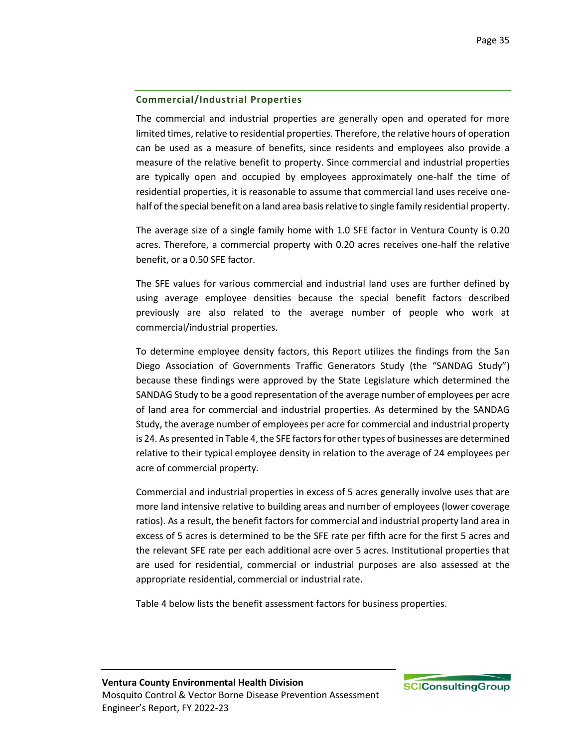### Commercial/Industrial Properties

The commercial and industrial properties are generally open and operated for more limited times, relative to residential properties. Therefore, the relative hours of operation can be used as a measure of benefits, since residents and employees also provide a measure of the relative benefit to property. Since commercial and industrial properties are typically open and occupied by employees approximately one-half the time of residential properties, it is reasonable to assume that commercial land uses receive one-half of the special benefit on a land area basis relative to single family residential property.

The average size of a single family home with 1.0 SFE factor in Ventura County is 0.20 acres. Therefore, a commercial property with 0.20 acres receives one-half the relative benefit, or a 0.50 SFE factor.

The SFE values for various commercial and industrial land uses are further defined by using average employee densities because the special benefit factors described previously are also related to the average number of people who work at commercial/industrial properties.

To determine employee density factors, this Report utilizes the findings from the San Diego Association of Governments Traffic Generators Study (the "SANDAG Study") because these findings were approved by the State Legislature which determined the SANDAG Study to be a good representation of the average number of employees per acre of land area for commercial and industrial properties. As determined by the SANDAG Study, the average number of employees per acre for commercial and industrial property is 24. As presented in Table 4, the SFE factors for other types of businesses are determined relative to their typical employee density in relation to the average of 24 employees per acre of commercial property.

Commercial and industrial properties in excess of 5 acres generally involve uses that are more land intensive relative to building areas and number of employees (lower coverage ratios). As a result, the benefit factors for commercial and industrial property land area in excess of 5 acres is determined to be the SFE rate per fifth acre for the first 5 acres and the relevant SFE rate per each additional acre over 5 acres. Institutional properties that are used for residential, commercial or industrial purposes are also assessed at the appropriate residential, commercial or industrial rate.

Table 4 below lists the benefit assessment factors for business properties.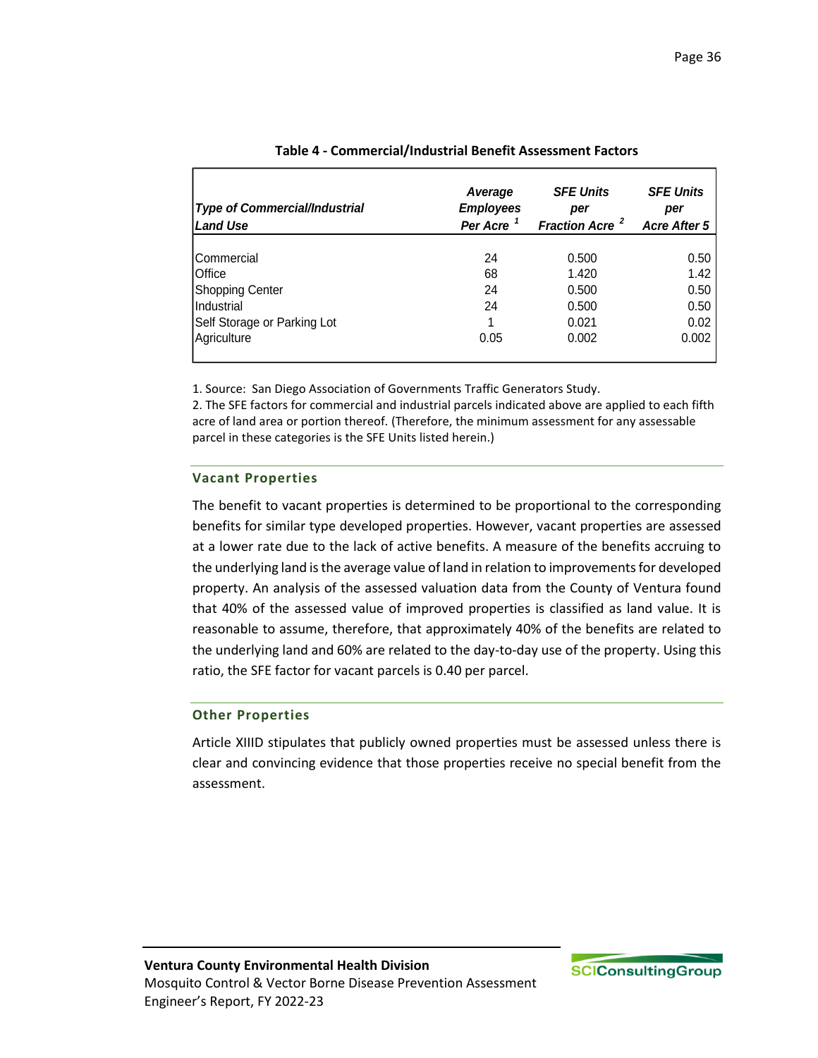**Table 4 - Commercial/Industrial Benefit Assessment Factors**

| *Type of Commercial/Industrial Land Use* | *Average Employees Per Acre* [1] | *SFE Units per Fraction Acre* [2] | *SFE Units per Acre After 5* |
|---|---|---|---|
| Commercial | 24 | 0.500 | 0.50 |
| Office | 68 | 1.420 | 1.42 |
| Shopping Center | 24 | 0.500 | 0.50 |
| Industrial | 24 | 0.500 | 0.50 |
| Self Storage or Parking Lot | 1 | 0.021 | 0.02 |
| Agriculture | 0.05 | 0.002 | 0.002 |

1. Source: San Diego Association of Governments Traffic Generators Study.
2. The SFE factors for commercial and industrial parcels indicated above are applied to each fifth acre of land area or portion thereof. (Therefore, the minimum assessment for any assessable parcel in these categories is the SFE Units listed herein.)

### Vacant Properties

The benefit to vacant properties is determined to be proportional to the corresponding benefits for similar type developed properties. However, vacant properties are assessed at a lower rate due to the lack of active benefits. A measure of the benefits accruing to the underlying land is the average value of land in relation to improvements for developed property. An analysis of the assessed valuation data from the County of Ventura found that 40% of the assessed value of improved properties is classified as land value. It is reasonable to assume, therefore, that approximately 40% of the benefits are related to the underlying land and 60% are related to the day-to-day use of the property. Using this ratio, the SFE factor for vacant parcels is 0.40 per parcel.

### Other Properties

Article XIIID stipulates that publicly owned properties must be assessed unless there is clear and convincing evidence that those properties receive no special benefit from the assessment.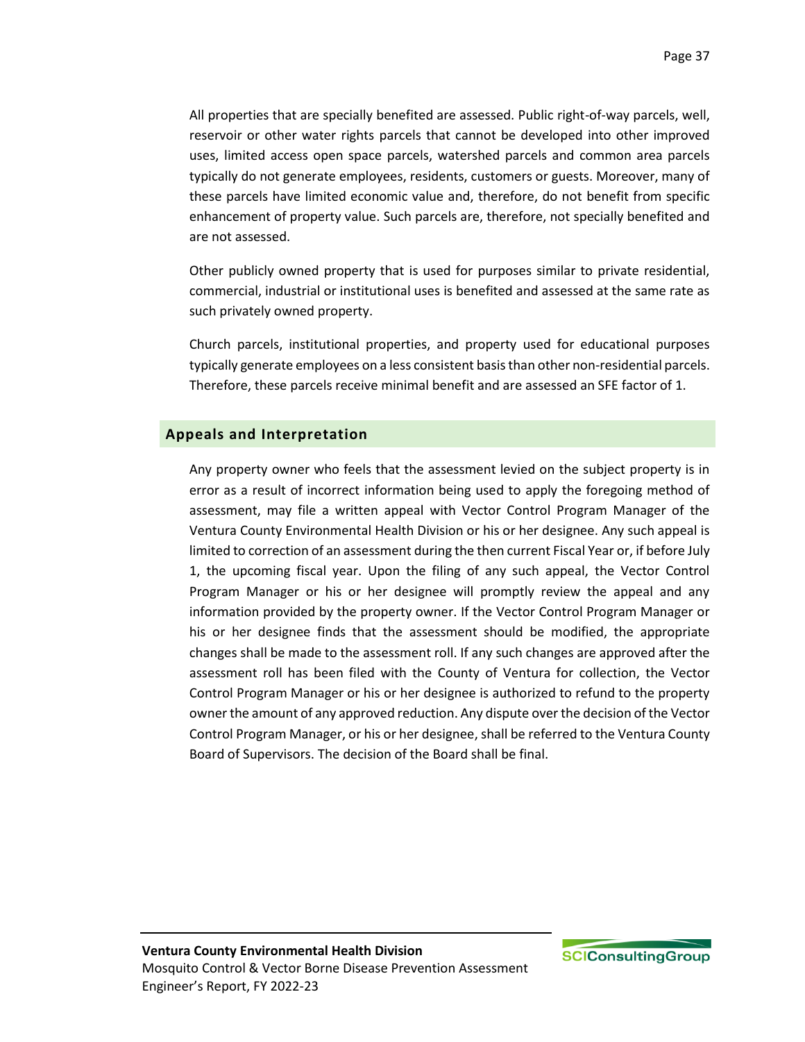All properties that are specially benefited are assessed. Public right-of-way parcels, well, reservoir or other water rights parcels that cannot be developed into other improved uses, limited access open space parcels, watershed parcels and common area parcels typically do not generate employees, residents, customers or guests. Moreover, many of these parcels have limited economic value and, therefore, do not benefit from specific enhancement of property value. Such parcels are, therefore, not specially benefited and are not assessed.

Other publicly owned property that is used for purposes similar to private residential, commercial, industrial or institutional uses is benefited and assessed at the same rate as such privately owned property.

Church parcels, institutional properties, and property used for educational purposes typically generate employees on a less consistent basis than other non-residential parcels. Therefore, these parcels receive minimal benefit and are assessed an SFE factor of 1.

## Appeals and Interpretation

Any property owner who feels that the assessment levied on the subject property is in error as a result of incorrect information being used to apply the foregoing method of assessment, may file a written appeal with Vector Control Program Manager of the Ventura County Environmental Health Division or his or her designee. Any such appeal is limited to correction of an assessment during the then current Fiscal Year or, if before July 1, the upcoming fiscal year. Upon the filing of any such appeal, the Vector Control Program Manager or his or her designee will promptly review the appeal and any information provided by the property owner. If the Vector Control Program Manager or his or her designee finds that the assessment should be modified, the appropriate changes shall be made to the assessment roll. If any such changes are approved after the assessment roll has been filed with the County of Ventura for collection, the Vector Control Program Manager or his or her designee is authorized to refund to the property owner the amount of any approved reduction. Any dispute over the decision of the Vector Control Program Manager, or his or her designee, shall be referred to the Ventura County Board of Supervisors. The decision of the Board shall be final.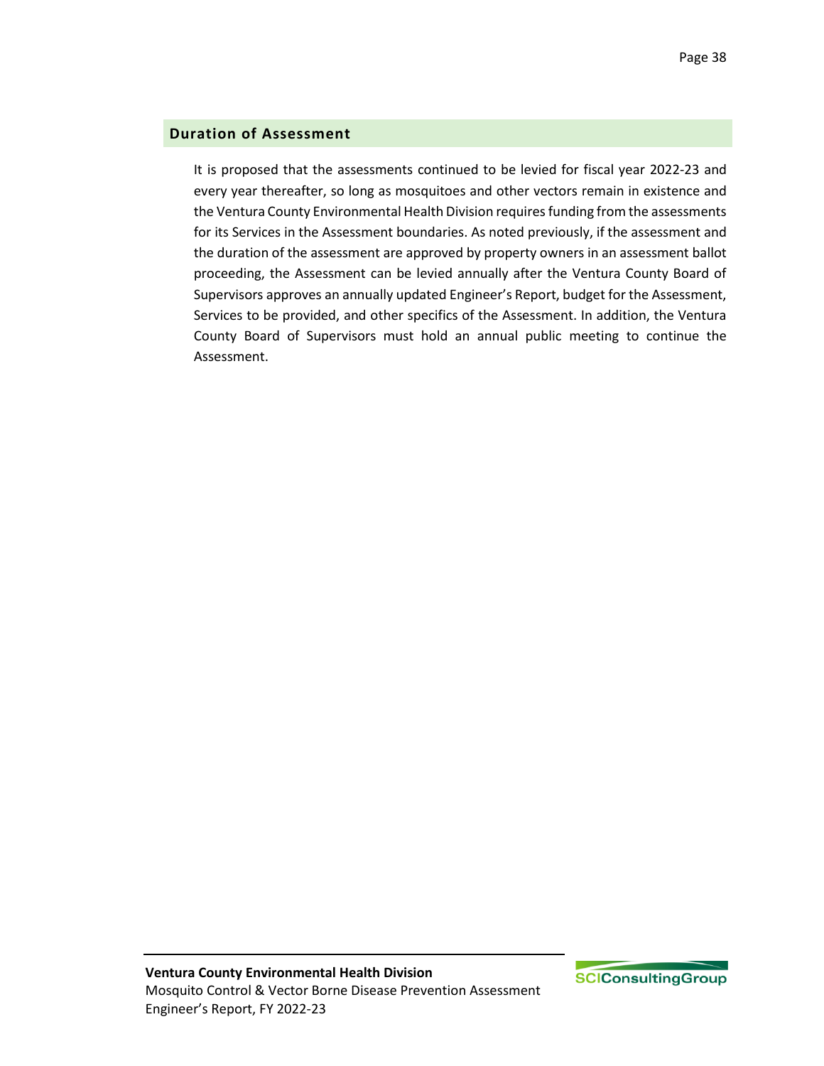## Duration of Assessment

It is proposed that the assessments continued to be levied for fiscal year 2022-23 and every year thereafter, so long as mosquitoes and other vectors remain in existence and the Ventura County Environmental Health Division requires funding from the assessments for its Services in the Assessment boundaries. As noted previously, if the assessment and the duration of the assessment are approved by property owners in an assessment ballot proceeding, the Assessment can be levied annually after the Ventura County Board of Supervisors approves an annually updated Engineer's Report, budget for the Assessment, Services to be provided, and other specifics of the Assessment. In addition, the Ventura County Board of Supervisors must hold an annual public meeting to continue the Assessment.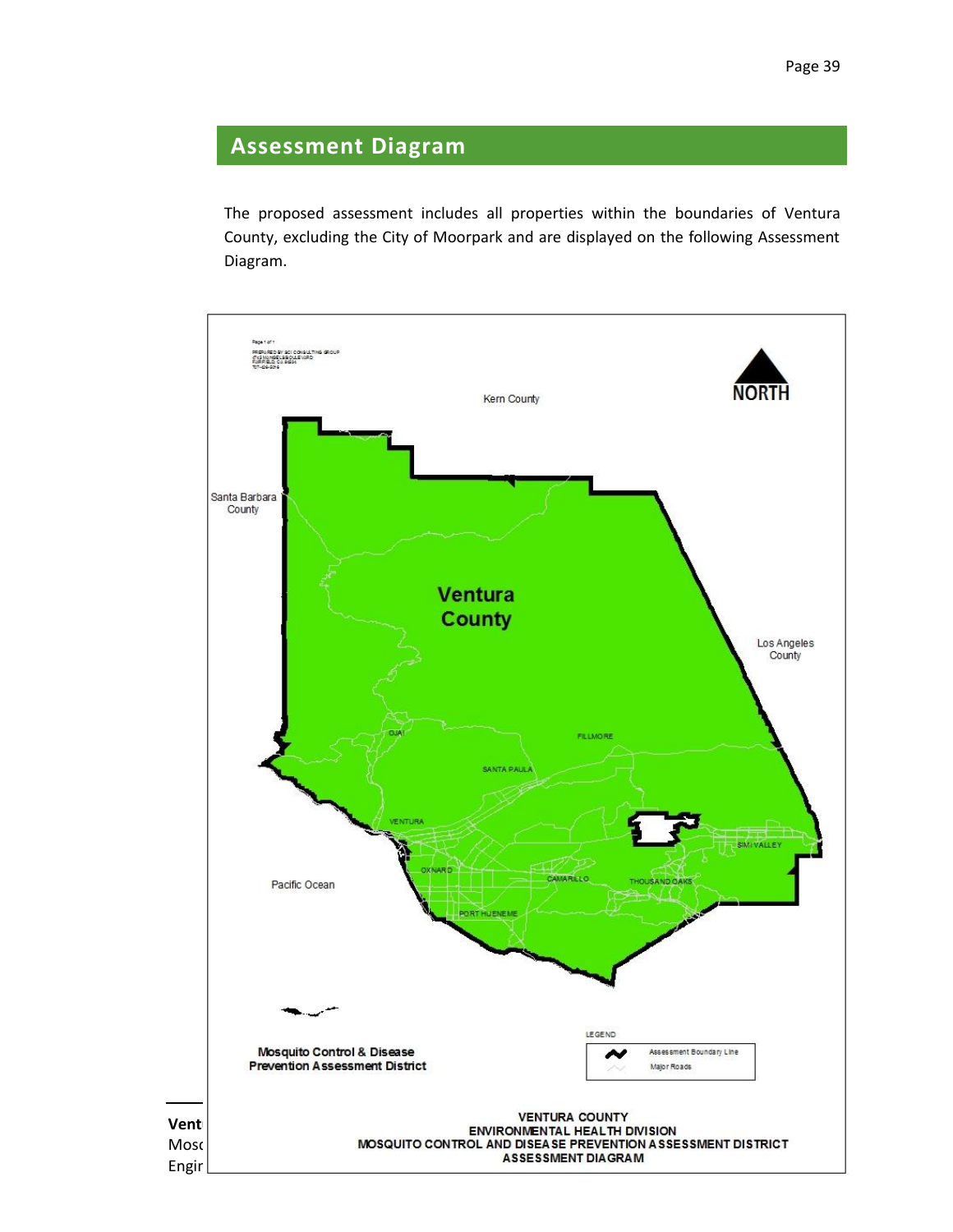## Assessment Diagram

The proposed assessment includes all properties within the boundaries of Ventura County, excluding the City of Moorpark and are displayed on the following Assessment Diagram.

Kern County

NORTH

Santa Barbara County

Ventura County

Los Angeles County

OJAI

FILLMORE

SANTA PAULA

VENTURA

SIMI VALLEY

OXNARD

CAMARILLO

THOUSAND OAKS

PORT HUENEME

Pacific Ocean

LEGEND

Assessment Boundary Line

Major Roads

**Mosquito Control & Disease Prevention Assessment District**

**VENTURA COUNTY**
**ENVIRONMENTAL HEALTH DIVISION**
**MOSQUITO CONTROL AND DISEASE PREVENTION ASSESSMENT DISTRICT**
**ASSESSMENT DIAGRAM**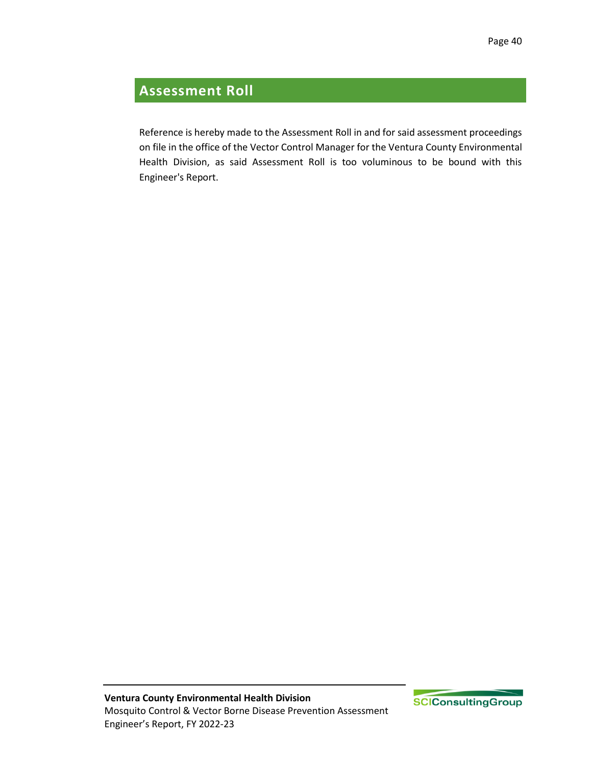## Assessment Roll

Reference is hereby made to the Assessment Roll in and for said assessment proceedings on file in the office of the Vector Control Manager for the Ventura County Environmental Health Division, as said Assessment Roll is too voluminous to be bound with this Engineer's Report.